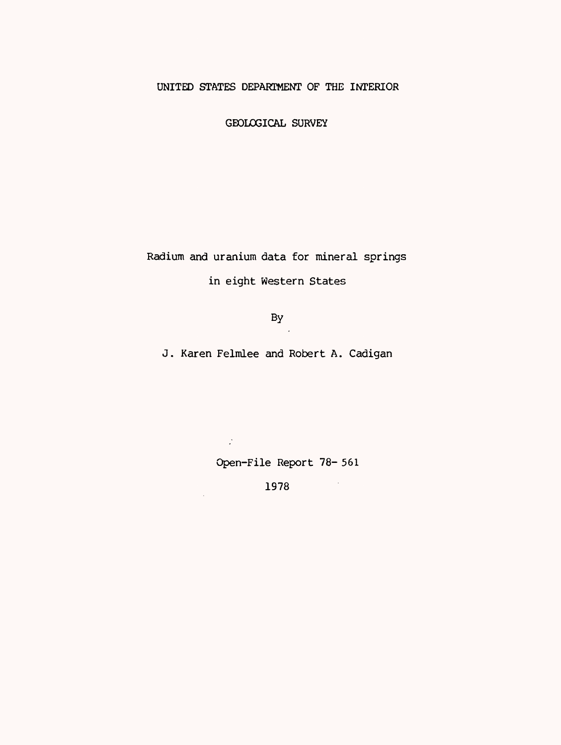UNITED STATES DEPARTMENT OF THE INTERIOR

GEOLOGICAL SURVEY

# Radium and uranium data for mineral springs in eight Western States

By

J. Karen Felmlee and Robert A. Cadigan

Open-File Report 78- 561

1978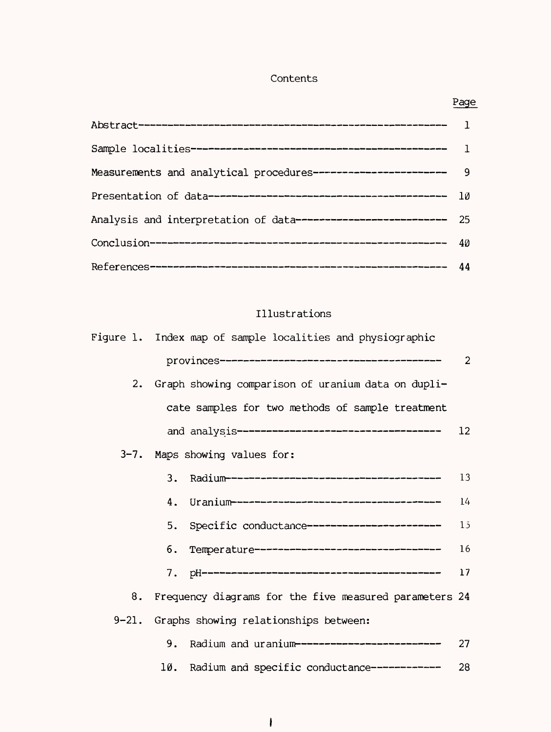## Contents

| | Page |
|---|---|
| Abstract | 1 |
| Sample localities | 1 |
| Measurements and analytical procedures | 9 |
| Presentation of data | 10 |
| Analysis and interpretation of data | 25 |
| Conclusion | 40 |
| References | 44 |

## Illustrations

| | | Page |
|---|---|---|
| Figure 1. | Index map of sample localities and physiographic provinces | 2 |
| 2. | Graph showing comparison of uranium data on duplicate samples for two methods of sample treatment and analysis | 12 |
| 3-7. | Maps showing values for: | |
| | 3. Radium | 13 |
| | 4. Uranium | 14 |
| | 5. Specific conductance | 15 |
| | 6. Temperature | 16 |
| | 7. pH | 17 |
| 8. | Frequency diagrams for the five measured parameters | 24 |
| 9-21. | Graphs showing relationships between: | |
| | 9. Radium and uranium | 27 |
| | 10. Radium and specific conductance | 28 |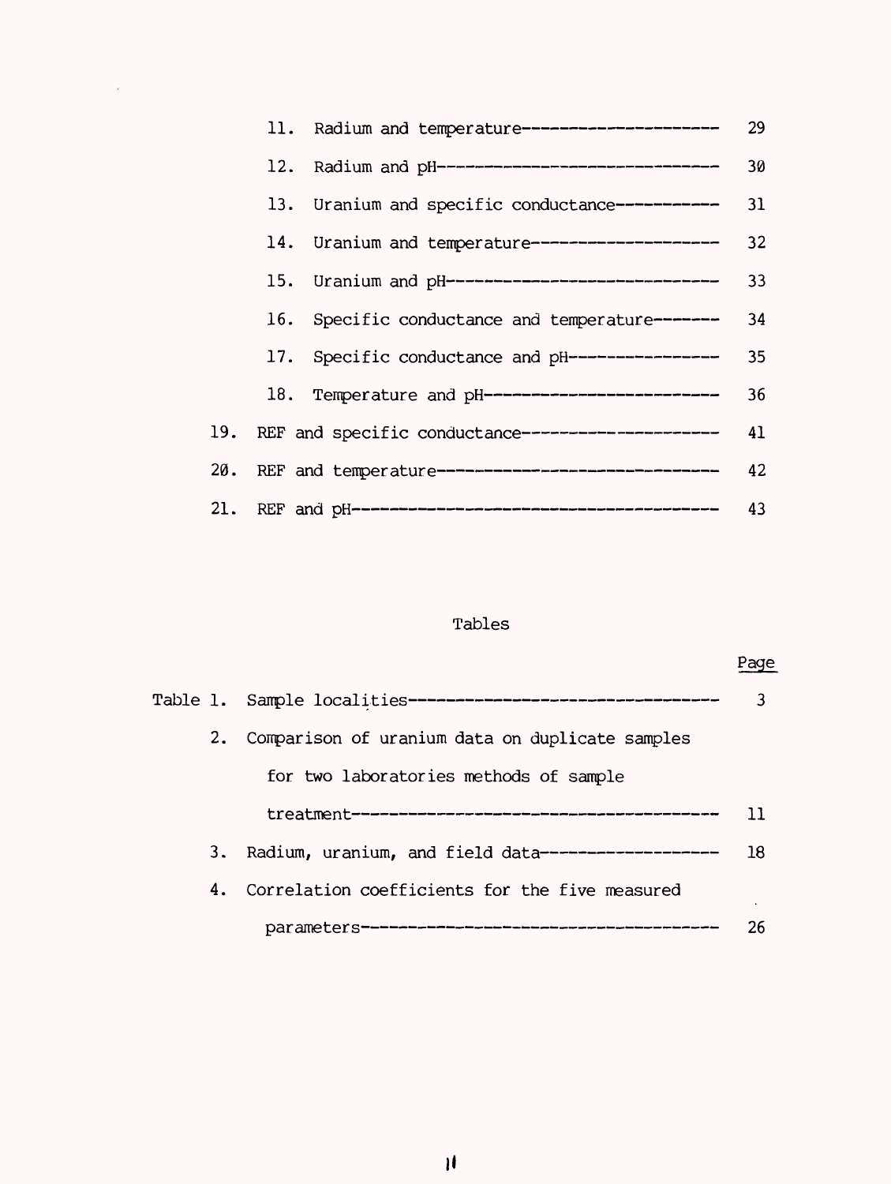11. Radium and temperature---------------------- 29

12. Radium and pH------------------------------ 30

13. Uranium and specific conductance----------- 31

14. Uranium and temperature-------------------- 32

15. Uranium and pH----------------------------- 33

16. Specific conductance and temperature------- 34

17. Specific conductance and pH---------------- 35

18. Temperature and pH------------------------- 36

19. REF and specific conductance--------------- 41

20. REF and temperature------------------------ 42

21. REF and pH--------------------------------- 43

## Tables

| | | Page |
|---|---|---|
| Table 1. | Sample localities-------------------------------- | 3 |
| 2. | Comparison of uranium data on duplicate samples for two laboratories methods of sample treatment-------------------------------------- | 11 |
| 3. | Radium, uranium, and field data------------------- | 18 |
| 4. | Correlation coefficients for the five measured parameters------------------------------------- | 26 |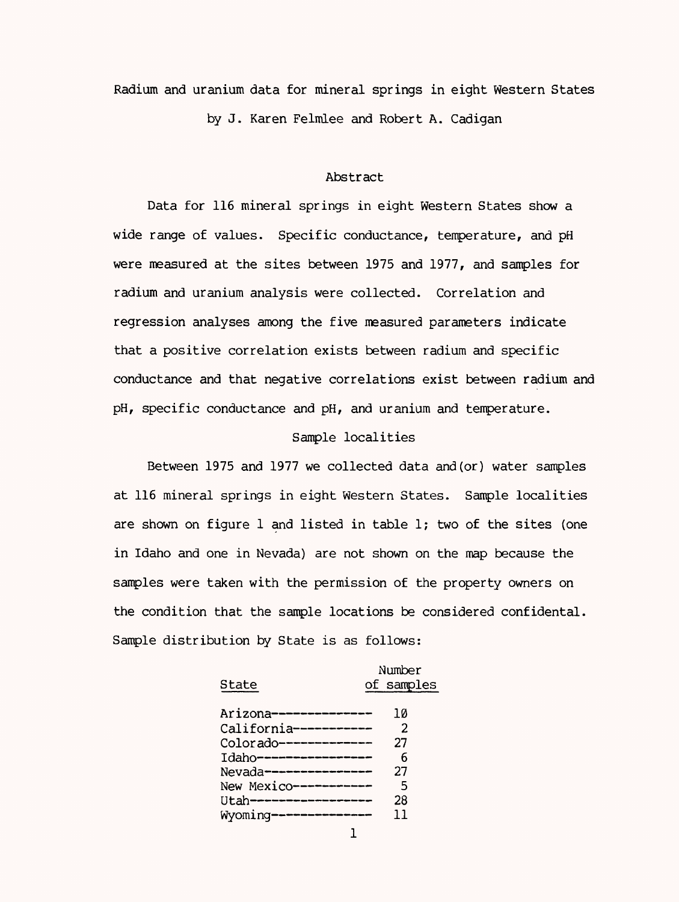# Radium and uranium data for mineral springs in eight Western States

by J. Karen Felmlee and Robert A. Cadigan

## Abstract

Data for 116 mineral springs in eight Western States show a wide range of values. Specific conductance, temperature, and pH were measured at the sites between 1975 and 1977, and samples for radium and uranium analysis were collected. Correlation and regression analyses among the five measured parameters indicate that a positive correlation exists between radium and specific conductance and that negative correlations exist between radium and pH, specific conductance and pH, and uranium and temperature.

## Sample localities

Between 1975 and 1977 we collected data and(or) water samples at 116 mineral springs in eight Western States. Sample localities are shown on figure 1 and listed in table 1; two of the sites (one in Idaho and one in Nevada) are not shown on the map because the samples were taken with the permission of the property owners on the condition that the sample locations be considered confidental. Sample distribution by State is as follows:

| State | Number of samples |
|---|---|
| Arizona | 10 |
| California | 2 |
| Colorado | 27 |
| Idaho | 6 |
| Nevada | 27 |
| New Mexico | 5 |
| Utah | 28 |
| Wyoming | 11 |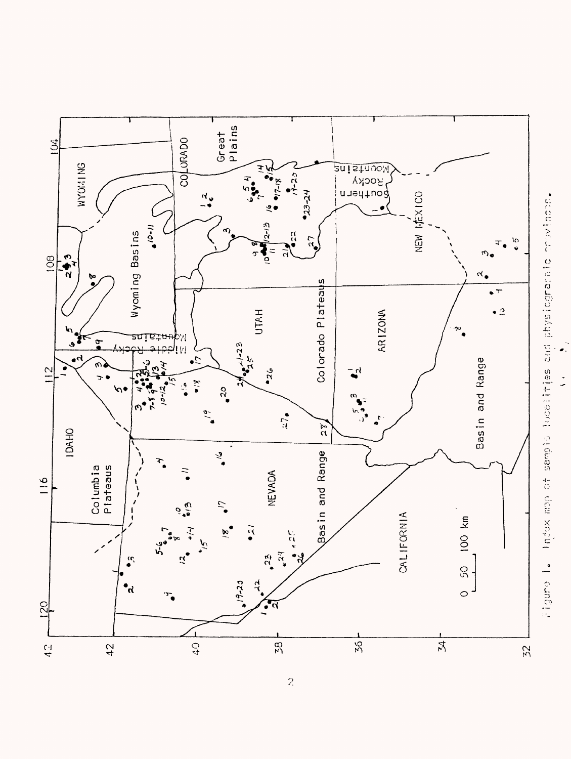Figure 1. Index map of sample localities and physiographic provinces.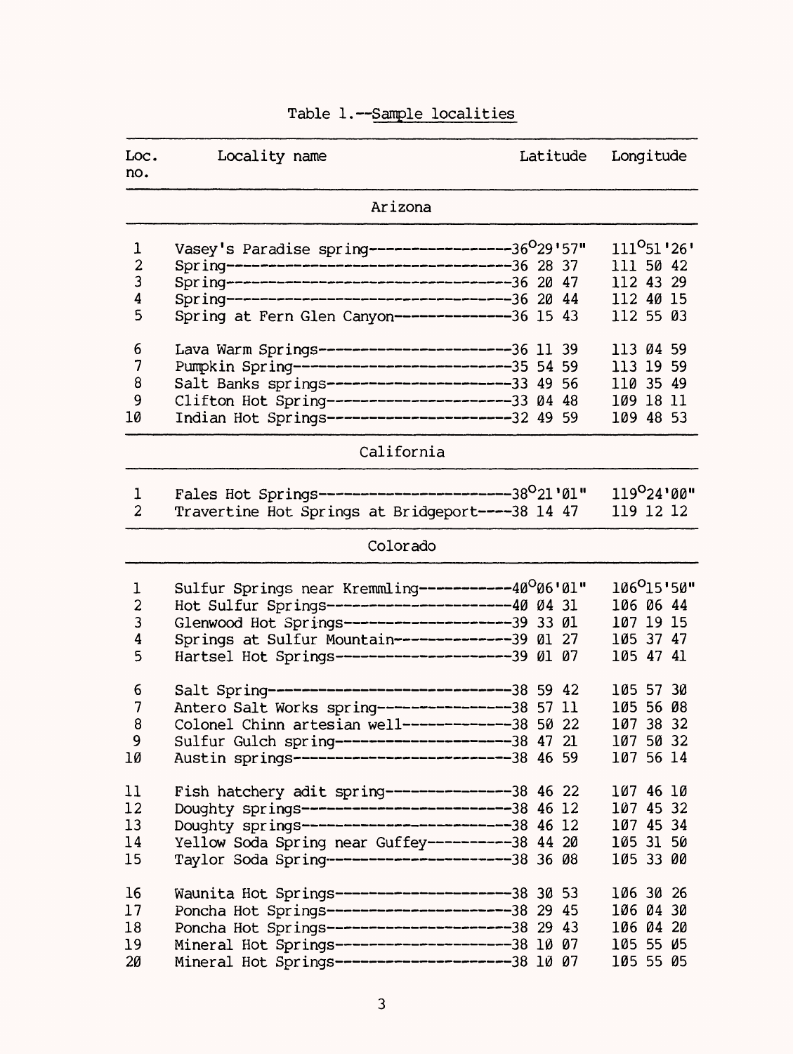Table 1.--Sample localities

| Loc. no. | Locality name | Latitude | Longitude |
|---|---|---|---|
| | **Arizona** | | |
| 1 | Vasey's Paradise spring | 36°29'57" | 111°51'26' |
| 2 | Spring | 36 28 37 | 111 50 42 |
| 3 | Spring | 36 20 47 | 112 43 29 |
| 4 | Spring | 36 20 44 | 112 40 15 |
| 5 | Spring at Fern Glen Canyon | 36 15 43 | 112 55 03 |
| 6 | Lava Warm Springs | 36 11 39 | 113 04 59 |
| 7 | Pumpkin Spring | 35 54 59 | 113 19 59 |
| 8 | Salt Banks springs | 33 49 56 | 110 35 49 |
| 9 | Clifton Hot Spring | 33 04 48 | 109 18 11 |
| 10 | Indian Hot Springs | 32 49 59 | 109 48 53 |
| | **California** | | |
| 1 | Fales Hot Springs | 38°21'01" | 119°24'00" |
| 2 | Travertine Hot Springs at Bridgeport | 38 14 47 | 119 12 12 |
| | **Colorado** | | |
| 1 | Sulfur Springs near Kremmling | 40°06'01" | 106°15'50" |
| 2 | Hot Sulfur Springs | 40 04 31 | 106 06 44 |
| 3 | Glenwood Hot Springs | 39 33 01 | 107 19 15 |
| 4 | Springs at Sulfur Mountain | 39 01 27 | 105 37 47 |
| 5 | Hartsel Hot Springs | 39 01 07 | 105 47 41 |
| 6 | Salt Spring | 38 59 42 | 105 57 30 |
| 7 | Antero Salt Works spring | 38 57 11 | 105 56 08 |
| 8 | Colonel Chinn artesian well | 38 50 22 | 107 38 32 |
| 9 | Sulfur Gulch spring | 38 47 21 | 107 50 32 |
| 10 | Austin springs | 38 46 59 | 107 56 14 |
| 11 | Fish hatchery adit spring | 38 46 22 | 107 46 10 |
| 12 | Doughty springs | 38 46 12 | 107 45 32 |
| 13 | Doughty springs | 38 46 12 | 107 45 34 |
| 14 | Yellow Soda Spring near Guffey | 38 44 20 | 105 31 50 |
| 15 | Taylor Soda Spring | 38 36 08 | 105 33 00 |
| 16 | Waunita Hot Springs | 38 30 53 | 106 30 26 |
| 17 | Poncha Hot Springs | 38 29 45 | 106 04 30 |
| 18 | Poncha Hot Springs | 38 29 43 | 106 04 20 |
| 19 | Mineral Hot Springs | 38 10 07 | 105 55 05 |
| 20 | Mineral Hot Springs | 38 10 07 | 105 55 05 |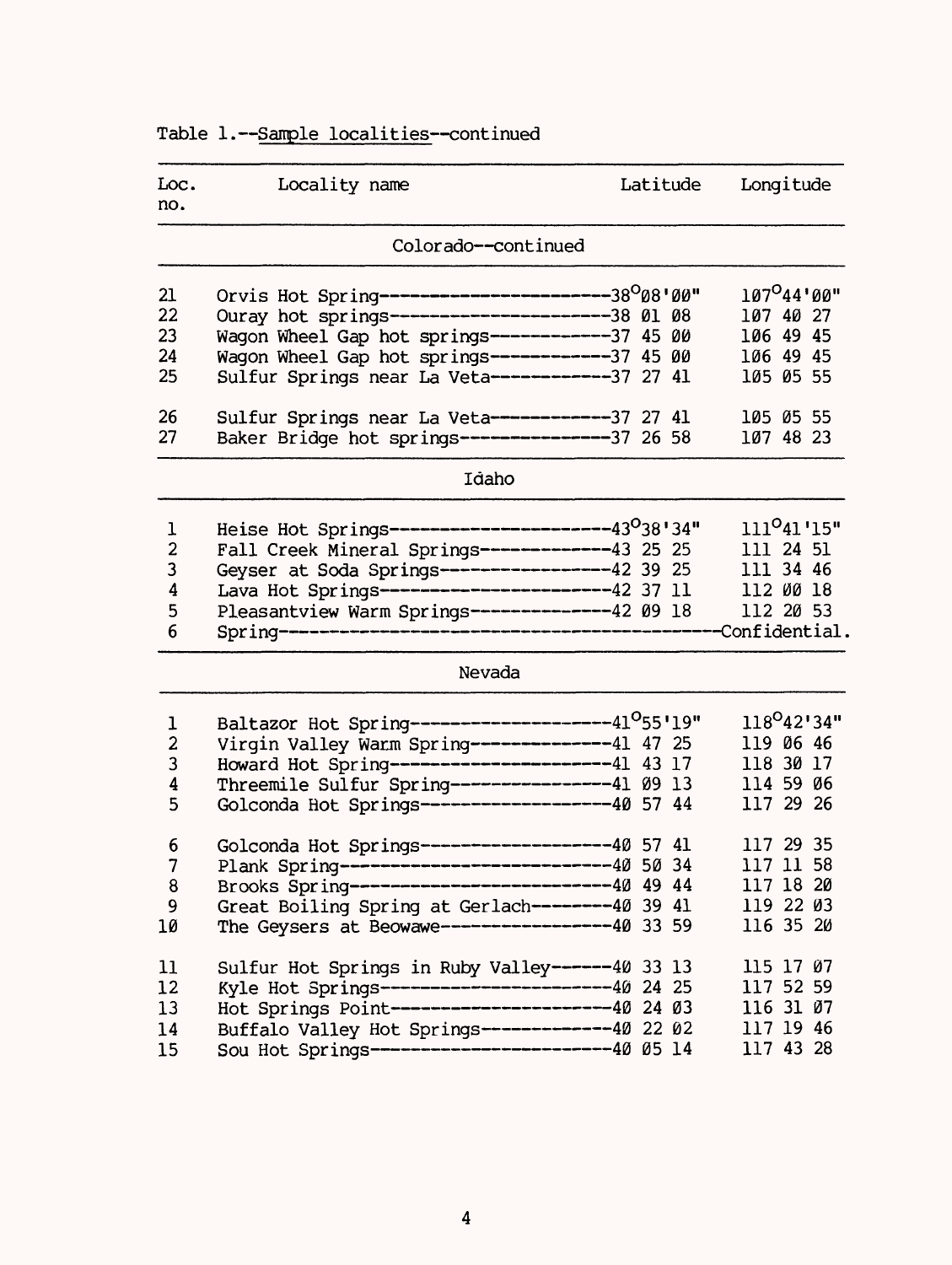Table 1.--Sample localities--continued

| Loc. no. | Locality name | Latitude | Longitude |
|---|---|---|---|
| | **Colorado--continued** | | |
| 21 | Orvis Hot Spring | 38°08'00" | 107°44'00" |
| 22 | Ouray hot springs | 38 01 08 | 107 40 27 |
| 23 | Wagon Wheel Gap hot springs | 37 45 00 | 106 49 45 |
| 24 | Wagon Wheel Gap hot springs | 37 45 00 | 106 49 45 |
| 25 | Sulfur Springs near La Veta | 37 27 41 | 105 05 55 |
| 26 | Sulfur Springs near La Veta | 37 27 41 | 105 05 55 |
| 27 | Baker Bridge hot springs | 37 26 58 | 107 48 23 |
| | **Idaho** | | |
| 1 | Heise Hot Springs | 43°38'34" | 111°41'15" |
| 2 | Fall Creek Mineral Springs | 43 25 25 | 111 24 51 |
| 3 | Geyser at Soda Springs | 42 39 25 | 111 34 46 |
| 4 | Lava Hot Springs | 42 37 11 | 112 00 18 |
| 5 | Pleasantview Warm Springs | 42 09 18 | 112 20 53 |
| 6 | Spring | Confidential. | |
| | **Nevada** | | |
| 1 | Baltazor Hot Spring | 41°55'19" | 118°42'34" |
| 2 | Virgin Valley Warm Spring | 41 47 25 | 119 06 46 |
| 3 | Howard Hot Spring | 41 43 17 | 118 30 17 |
| 4 | Threemile Sulfur Spring | 41 09 13 | 114 59 06 |
| 5 | Golconda Hot Springs | 40 57 44 | 117 29 26 |
| 6 | Golconda Hot Springs | 40 57 41 | 117 29 35 |
| 7 | Plank Spring | 40 50 34 | 117 11 58 |
| 8 | Brooks Spring | 40 49 44 | 117 18 20 |
| 9 | Great Boiling Spring at Gerlach | 40 39 41 | 119 22 03 |
| 10 | The Geysers at Beowawe | 40 33 59 | 116 35 20 |
| 11 | Sulfur Hot Springs in Ruby Valley | 40 33 13 | 115 17 07 |
| 12 | Kyle Hot Springs | 40 24 25 | 117 52 59 |
| 13 | Hot Springs Point | 40 24 03 | 116 31 07 |
| 14 | Buffalo Valley Hot Springs | 40 22 02 | 117 19 46 |
| 15 | Sou Hot Springs | 40 05 14 | 117 43 28 |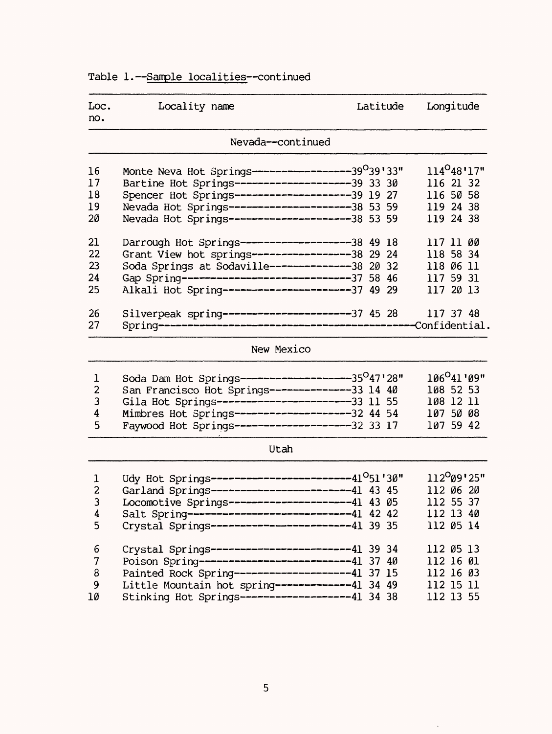Table 1.--Sample localities--continued

| Loc. no. | Locality name | Latitude | Longitude |
|---|---|---|---|
| | **Nevada--continued** | | |
| 16 | Monte Neva Hot Springs | 39°39'33" | 114°48'17" |
| 17 | Bartine Hot Springs | 39 33 30 | 116 21 32 |
| 18 | Spencer Hot Springs | 39 19 27 | 116 50 58 |
| 19 | Nevada Hot Springs | 38 53 59 | 119 24 38 |
| 20 | Nevada Hot Springs | 38 53 59 | 119 24 38 |
| 21 | Darrough Hot Springs | 38 49 18 | 117 11 00 |
| 22 | Grant View hot springs | 38 29 24 | 118 58 34 |
| 23 | Soda Springs at Sodaville | 38 20 32 | 118 06 11 |
| 24 | Gap Spring | 37 58 46 | 117 59 31 |
| 25 | Alkali Hot Spring | 37 49 29 | 117 20 13 |
| 26 | Silverpeak spring | 37 45 28 | 117 37 48 |
| 27 | Spring | Confidential. | |
| | **New Mexico** | | |
| 1 | Soda Dam Hot Springs | 35°47'28" | 106°41'09" |
| 2 | San Francisco Hot Springs | 33 14 40 | 108 52 53 |
| 3 | Gila Hot Springs | 33 11 55 | 108 12 11 |
| 4 | Mimbres Hot Springs | 32 44 54 | 107 50 08 |
| 5 | Faywood Hot Springs | 32 33 17 | 107 59 42 |
| | **Utah** | | |
| 1 | Udy Hot Springs | 41°51'30" | 112°09'25" |
| 2 | Garland Springs | 41 43 45 | 112 06 20 |
| 3 | Locomotive Springs | 41 43 05 | 112 55 37 |
| 4 | Salt Spring | 41 42 42 | 112 13 40 |
| 5 | Crystal Springs | 41 39 35 | 112 05 14 |
| 6 | Crystal Springs | 41 39 34 | 112 05 13 |
| 7 | Poison Spring | 41 37 40 | 112 16 01 |
| 8 | Painted Rock Spring | 41 37 15 | 112 16 03 |
| 9 | Little Mountain hot spring | 41 34 49 | 112 15 11 |
| 10 | Stinking Hot Springs | 41 34 38 | 112 13 55 |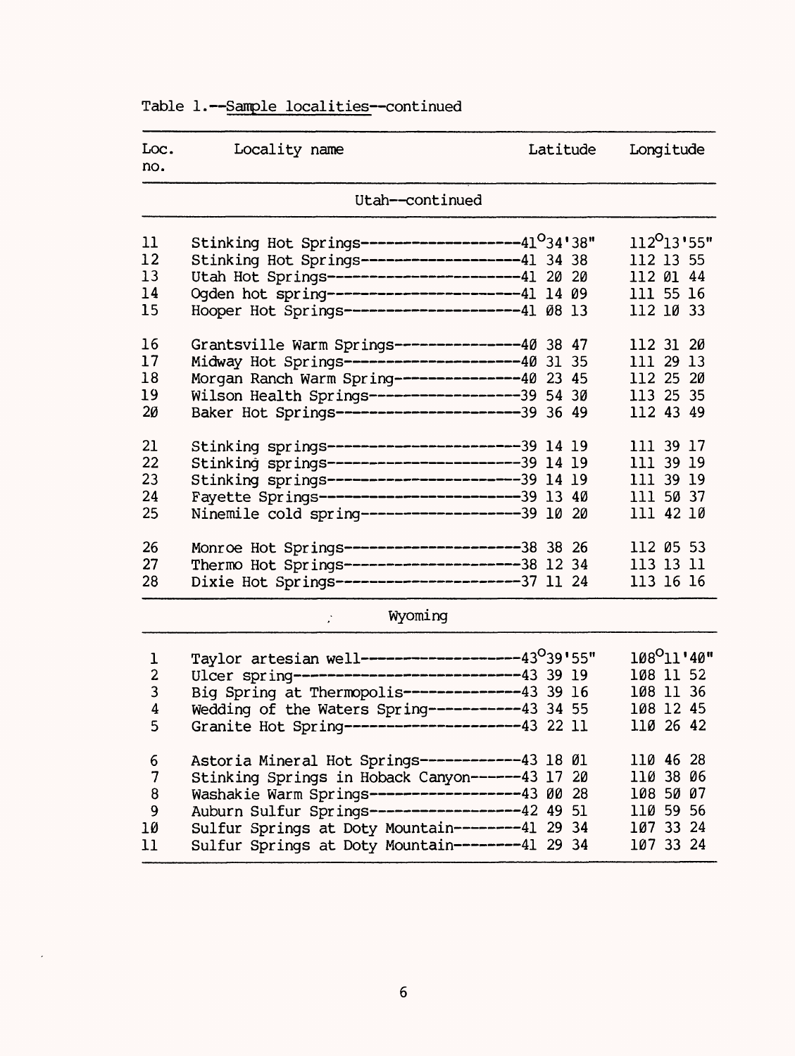Table 1.--Sample localities--continued

| Loc. no. | Locality name | Latitude | Longitude |
|---|---|---|---|
| | Utah--continued | | |
| 11 | Stinking Hot Springs | 41°34'38" | 112°13'55" |
| 12 | Stinking Hot Springs | 41 34 38 | 112 13 55 |
| 13 | Utah Hot Springs | 41 20 20 | 112 01 44 |
| 14 | Ogden hot spring | 41 14 09 | 111 55 16 |
| 15 | Hooper Hot Springs | 41 08 13 | 112 10 33 |
| 16 | Grantsville Warm Springs | 40 38 47 | 112 31 20 |
| 17 | Midway Hot Springs | 40 31 35 | 111 29 13 |
| 18 | Morgan Ranch Warm Spring | 40 23 45 | 112 25 20 |
| 19 | Wilson Health Springs | 39 54 30 | 113 25 35 |
| 20 | Baker Hot Springs | 39 36 49 | 112 43 49 |
| 21 | Stinking springs | 39 14 19 | 111 39 17 |
| 22 | Stinking springs | 39 14 19 | 111 39 19 |
| 23 | Stinking springs | 39 14 19 | 111 39 19 |
| 24 | Fayette Springs | 39 13 40 | 111 50 37 |
| 25 | Ninemile cold spring | 39 10 20 | 111 42 10 |
| 26 | Monroe Hot Springs | 38 38 26 | 112 05 53 |
| 27 | Thermo Hot Springs | 38 12 34 | 113 13 11 |
| 28 | Dixie Hot Springs | 37 11 24 | 113 16 16 |
| | Wyoming | | |
| 1 | Taylor artesian well | 43°39'55" | 108°11'40" |
| 2 | Ulcer spring | 43 39 19 | 108 11 52 |
| 3 | Big Spring at Thermopolis | 43 39 16 | 108 11 36 |
| 4 | Wedding of the Waters Spring | 43 34 55 | 108 12 45 |
| 5 | Granite Hot Spring | 43 22 11 | 110 26 42 |
| 6 | Astoria Mineral Hot Springs | 43 18 01 | 110 46 28 |
| 7 | Stinking Springs in Hoback Canyon | 43 17 20 | 110 38 06 |
| 8 | Washakie Warm Springs | 43 00 28 | 108 50 07 |
| 9 | Auburn Sulfur Springs | 42 49 51 | 110 59 56 |
| 10 | Sulfur Springs at Doty Mountain | 41 29 34 | 107 33 24 |
| 11 | Sulfur Springs at Doty Mountain | 41 29 34 | 107 33 24 |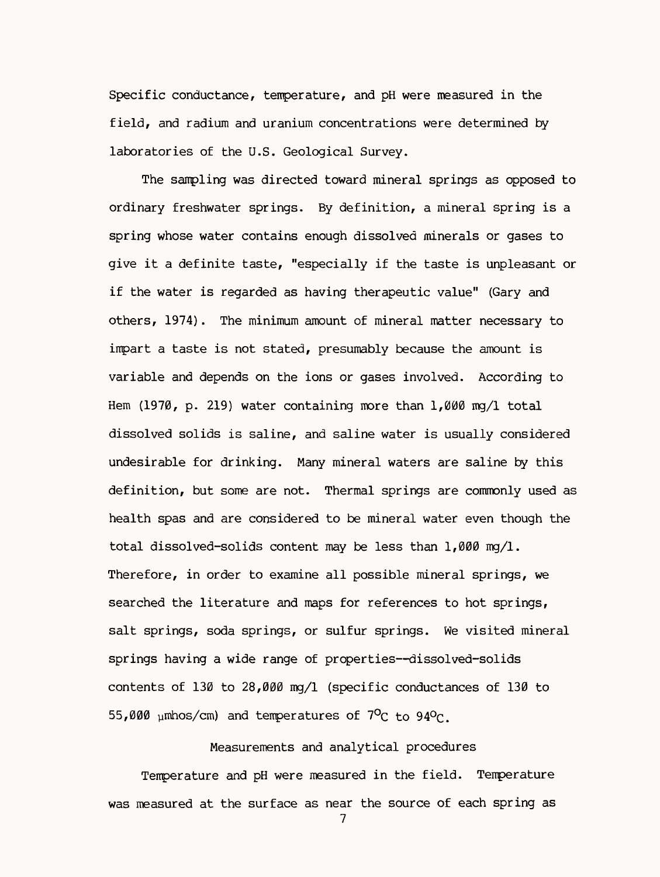Specific conductance, temperature, and pH were measured in the field, and radium and uranium concentrations were determined by laboratories of the U.S. Geological Survey.

The sampling was directed toward mineral springs as opposed to ordinary freshwater springs. By definition, a mineral spring is a spring whose water contains enough dissolved minerals or gases to give it a definite taste, "especially if the taste is unpleasant or if the water is regarded as having therapeutic value" (Gary and others, 1974). The minimum amount of mineral matter necessary to impart a taste is not stated, presumably because the amount is variable and depends on the ions or gases involved. According to Hem (1970, p. 219) water containing more than 1,000 mg/l total dissolved solids is saline, and saline water is usually considered undesirable for drinking. Many mineral waters are saline by this definition, but some are not. Thermal springs are commonly used as health spas and are considered to be mineral water even though the total dissolved-solids content may be less than 1,000 mg/l. Therefore, in order to examine all possible mineral springs, we searched the literature and maps for references to hot springs, salt springs, soda springs, or sulfur springs. We visited mineral springs having a wide range of properties--dissolved-solids contents of 130 to 28,000 mg/l (specific conductances of 130 to 55,000 μmhos/cm) and temperatures of 7°C to 94°C.

## Measurements and analytical procedures

Temperature and pH were measured in the field. Temperature was measured at the surface as near the source of each spring as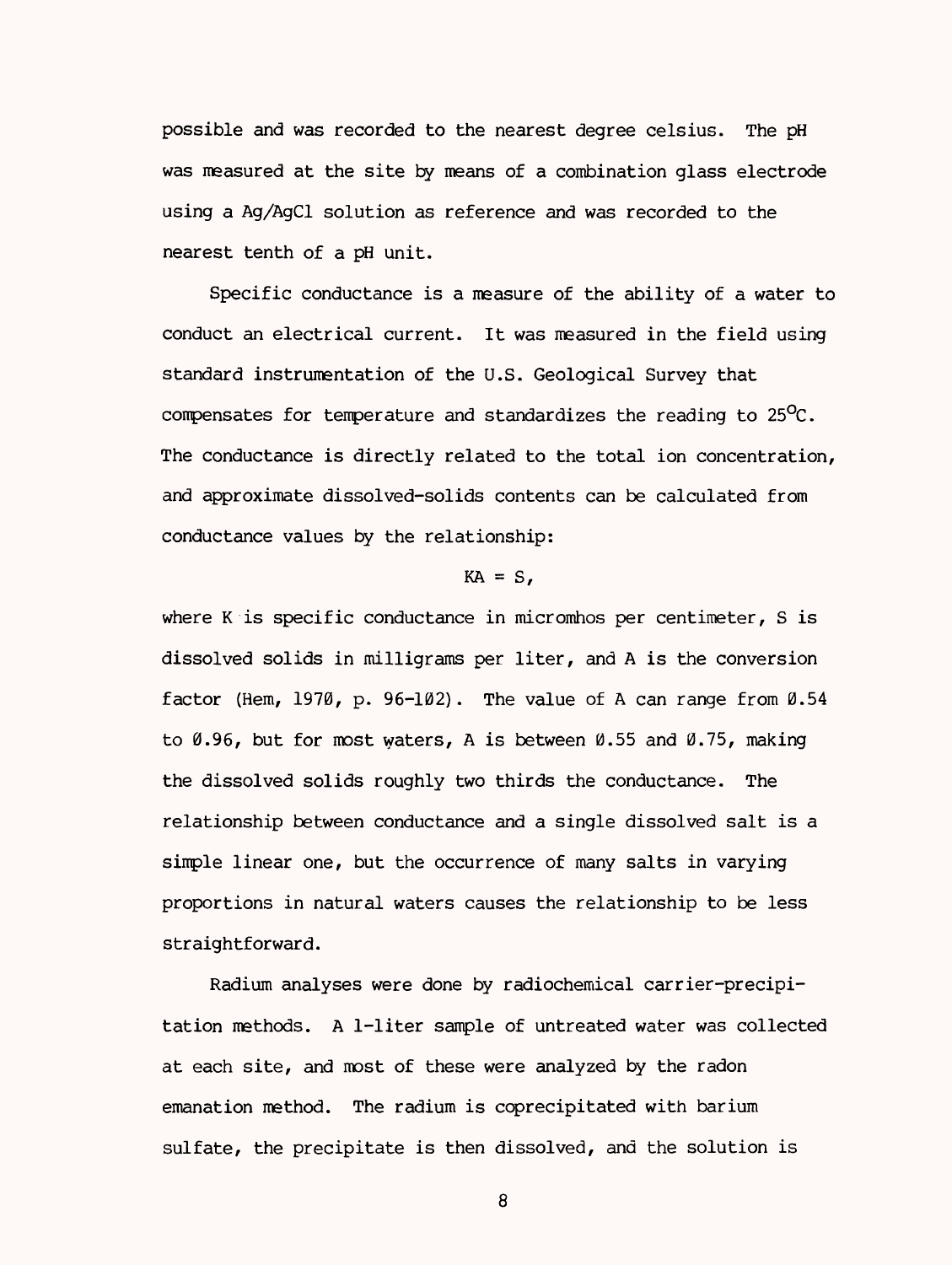possible and was recorded to the nearest degree celsius. The pH was measured at the site by means of a combination glass electrode using a Ag/AgCl solution as reference and was recorded to the nearest tenth of a pH unit.

Specific conductance is a measure of the ability of a water to conduct an electrical current. It was measured in the field using standard instrumentation of the U.S. Geological Survey that compensates for temperature and standardizes the reading to 25°C. The conductance is directly related to the total ion concentration, and approximate dissolved-solids contents can be calculated from conductance values by the relationship:

$$KA = S,$$

where K is specific conductance in micromhos per centimeter, S is dissolved solids in milligrams per liter, and A is the conversion factor (Hem, 1970, p. 96-102). The value of A can range from 0.54 to 0.96, but for most waters, A is between 0.55 and 0.75, making the dissolved solids roughly two thirds the conductance. The relationship between conductance and a single dissolved salt is a simple linear one, but the occurrence of many salts in varying proportions in natural waters causes the relationship to be less straightforward.

Radium analyses were done by radiochemical carrier-precipitation methods. A 1-liter sample of untreated water was collected at each site, and most of these were analyzed by the radon emanation method. The radium is coprecipitated with barium sulfate, the precipitate is then dissolved, and the solution is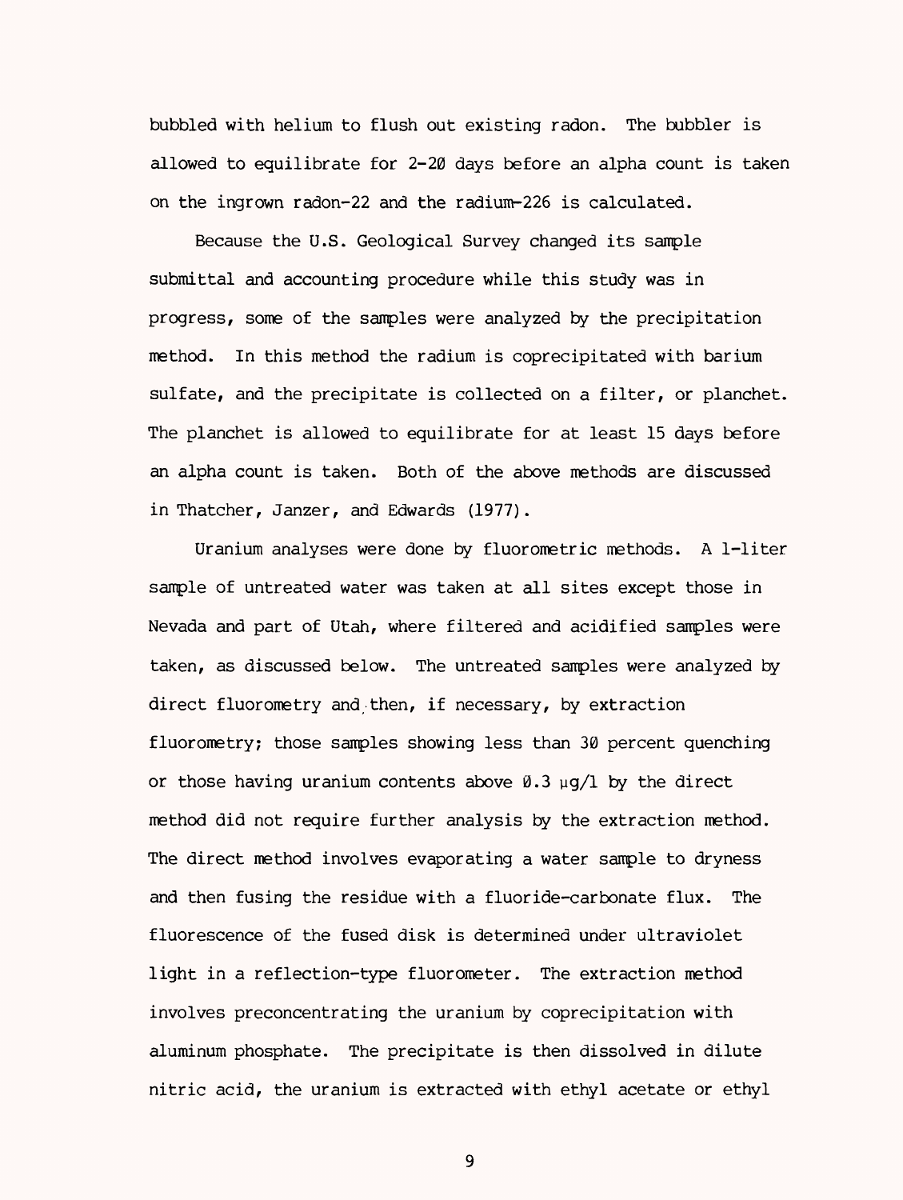bubbled with helium to flush out existing radon. The bubbler is allowed to equilibrate for 2-20 days before an alpha count is taken on the ingrown radon-22 and the radium-226 is calculated.

Because the U.S. Geological Survey changed its sample submittal and accounting procedure while this study was in progress, some of the samples were analyzed by the precipitation method. In this method the radium is coprecipitated with barium sulfate, and the precipitate is collected on a filter, or planchet. The planchet is allowed to equilibrate for at least 15 days before an alpha count is taken. Both of the above methods are discussed in Thatcher, Janzer, and Edwards (1977).

Uranium analyses were done by fluorometric methods. A 1-liter sample of untreated water was taken at all sites except those in Nevada and part of Utah, where filtered and acidified samples were taken, as discussed below. The untreated samples were analyzed by direct fluorometry and then, if necessary, by extraction fluorometry; those samples showing less than 30 percent quenching or those having uranium contents above 0.3 μg/l by the direct method did not require further analysis by the extraction method. The direct method involves evaporating a water sample to dryness and then fusing the residue with a fluoride-carbonate flux. The fluorescence of the fused disk is determined under ultraviolet light in a reflection-type fluorometer. The extraction method involves preconcentrating the uranium by coprecipitation with aluminum phosphate. The precipitate is then dissolved in dilute nitric acid, the uranium is extracted with ethyl acetate or ethyl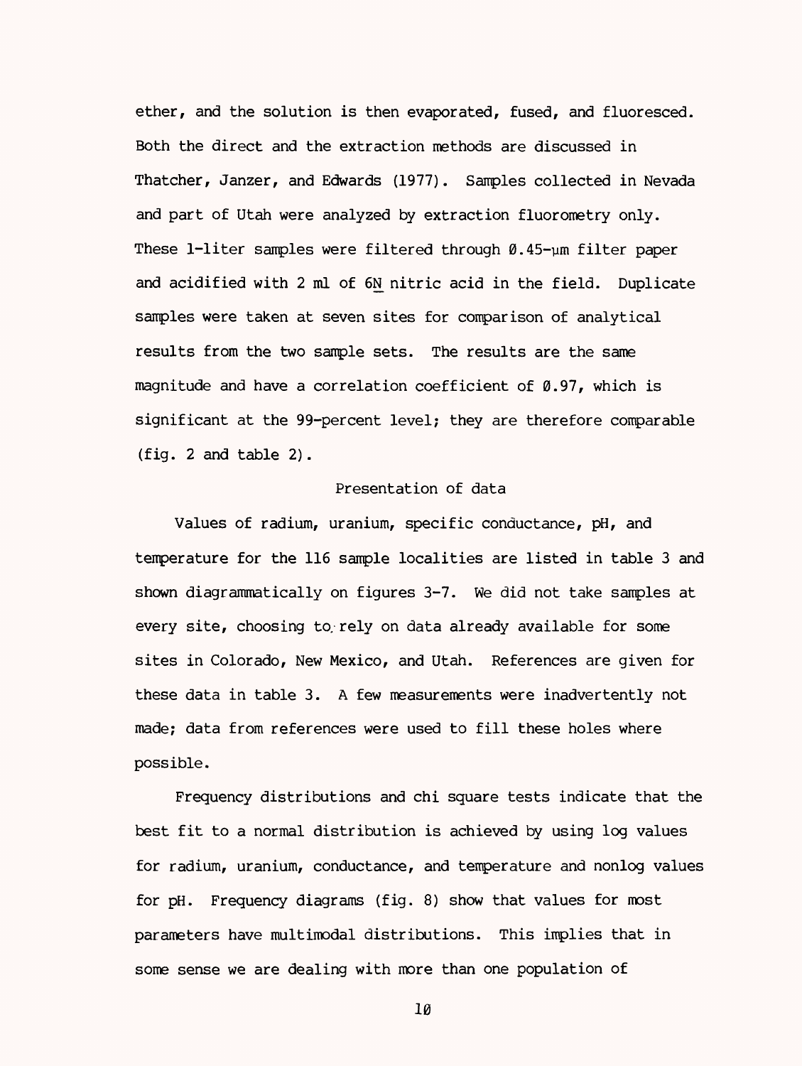ether, and the solution is then evaporated, fused, and fluoresced. Both the direct and the extraction methods are discussed in Thatcher, Janzer, and Edwards (1977). Samples collected in Nevada and part of Utah were analyzed by extraction fluorometry only. These 1-liter samples were filtered through 0.45-μm filter paper and acidified with 2 ml of 6N nitric acid in the field. Duplicate samples were taken at seven sites for comparison of analytical results from the two sample sets. The results are the same magnitude and have a correlation coefficient of 0.97, which is significant at the 99-percent level; they are therefore comparable (fig. 2 and table 2).

## Presentation of data

Values of radium, uranium, specific conductance, pH, and temperature for the 116 sample localities are listed in table 3 and shown diagrammatically on figures 3-7. We did not take samples at every site, choosing to rely on data already available for some sites in Colorado, New Mexico, and Utah. References are given for these data in table 3. A few measurements were inadvertently not made; data from references were used to fill these holes where possible.

Frequency distributions and chi square tests indicate that the best fit to a normal distribution is achieved by using log values for radium, uranium, conductance, and temperature and nonlog values for pH. Frequency diagrams (fig. 8) show that values for most parameters have multimodal distributions. This implies that in some sense we are dealing with more than one population of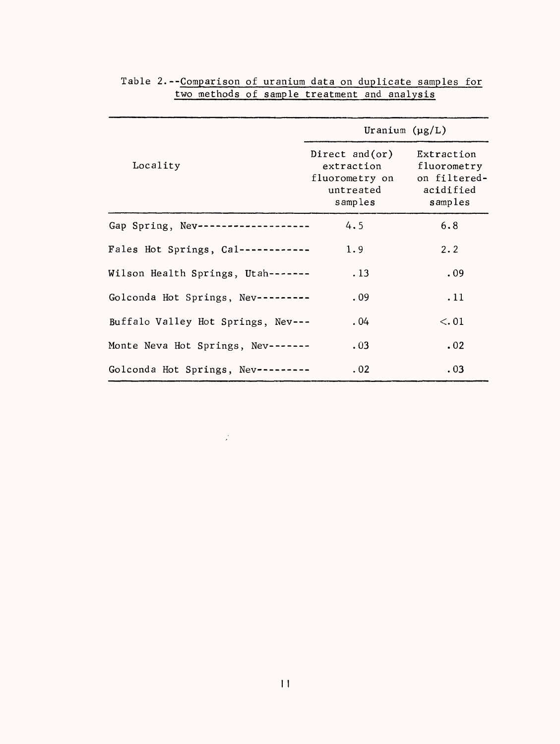Table 2.--Comparison of uranium data on duplicate samples for two methods of sample treatment and analysis

| Locality | Uranium (µg/L) | |
|---|---|---|
| | Direct and(or) extraction fluorometry on untreated samples | Extraction fluorometry on filtered-acidified samples |
| Gap Spring, Nev | 4.5 | 6.8 |
| Fales Hot Springs, Cal | 1.9 | 2.2 |
| Wilson Health Springs, Utah | .13 | .09 |
| Golconda Hot Springs, Nev | .09 | .11 |
| Buffalo Valley Hot Springs, Nev | .04 | <.01 |
| Monte Neva Hot Springs, Nev | .03 | .02 |
| Golconda Hot Springs, Nev | .02 | .03 |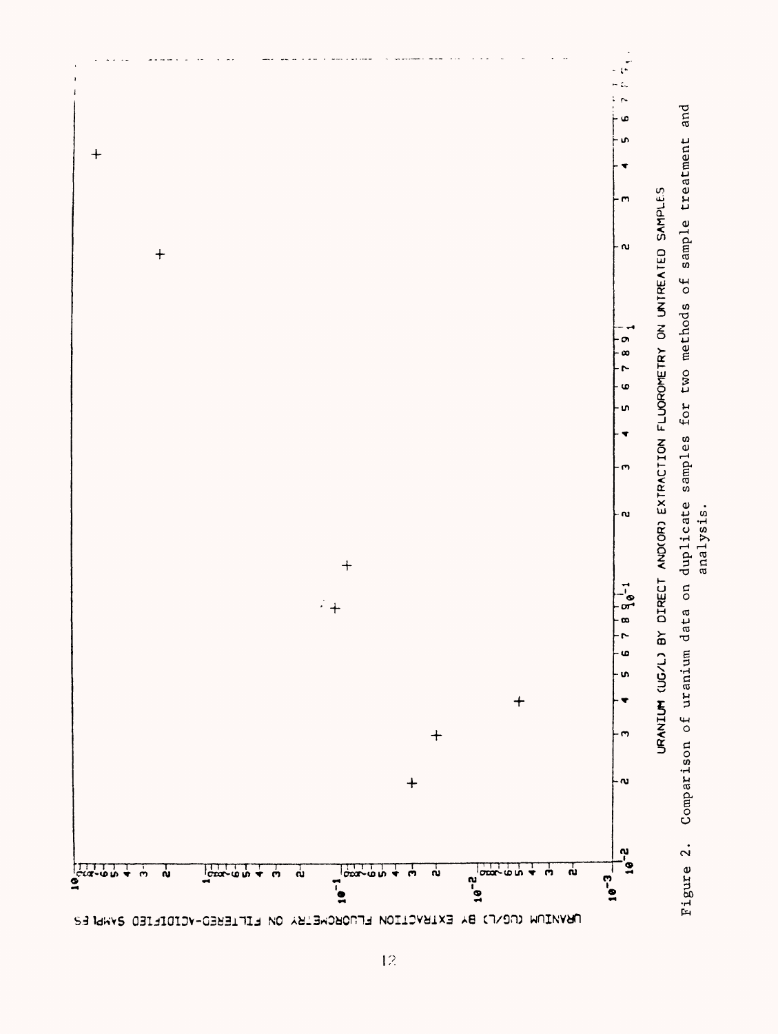URANIUM (UG/L) BY EXTRACTION FLUOROMETRY ON FILTERED-ACIDIFIED SAMPLES

URANIUM (UG/L) BY DIRECT AND(OR) EXTRACTION FLUOROMETRY ON UNTREATED SAMPLES

Figure 2. Comparison of uranium data on duplicate samples for two methods of sample treatment and analysis.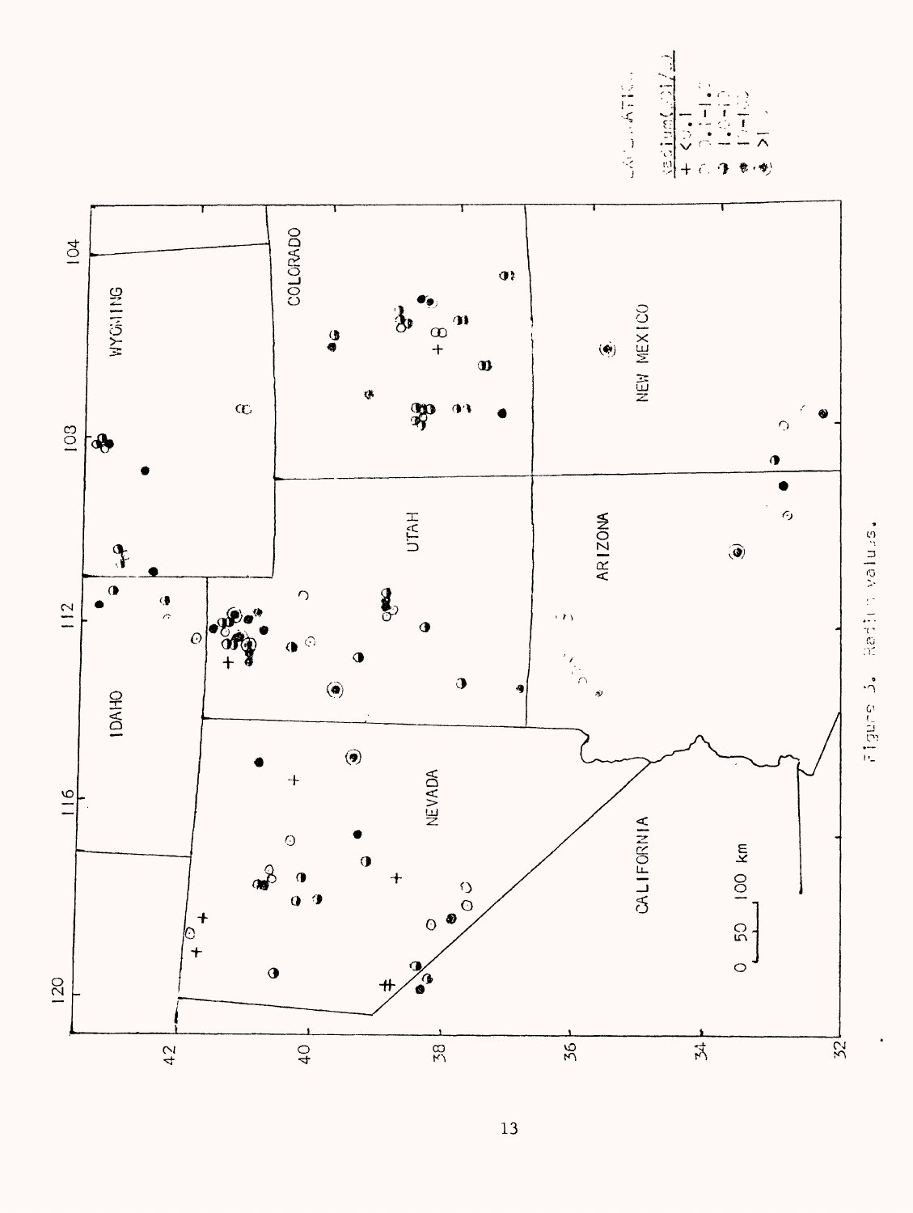Figure 5. Radium values.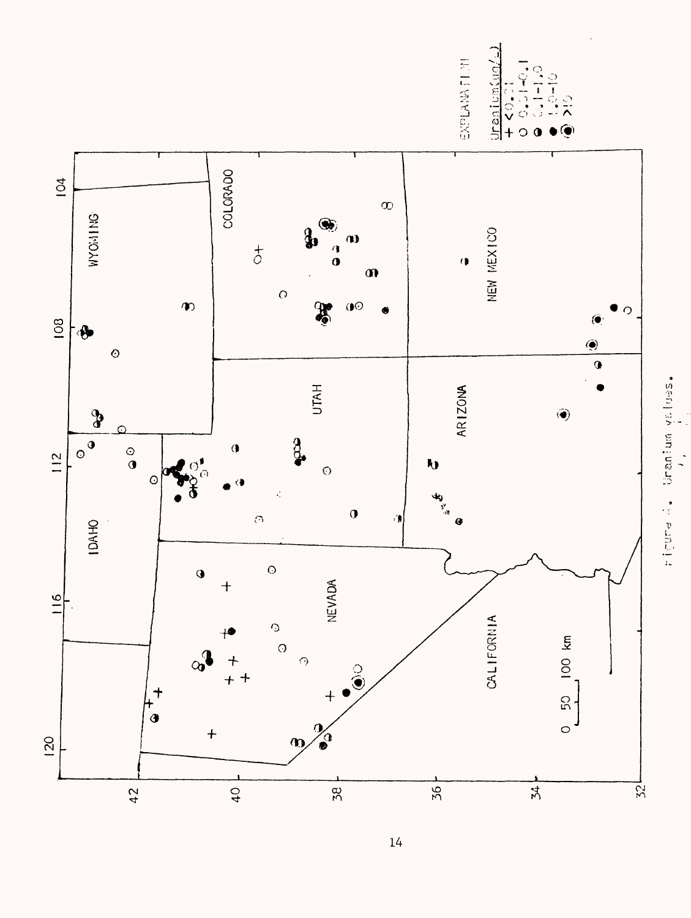EXPLANATION

Uranium (ug/L)

- + <0.01
- ○ 0.01–0.1
- ◑ 0.1–1.0
- ● 1.0–10
- ◉ >10

Figure 4. Uranium values.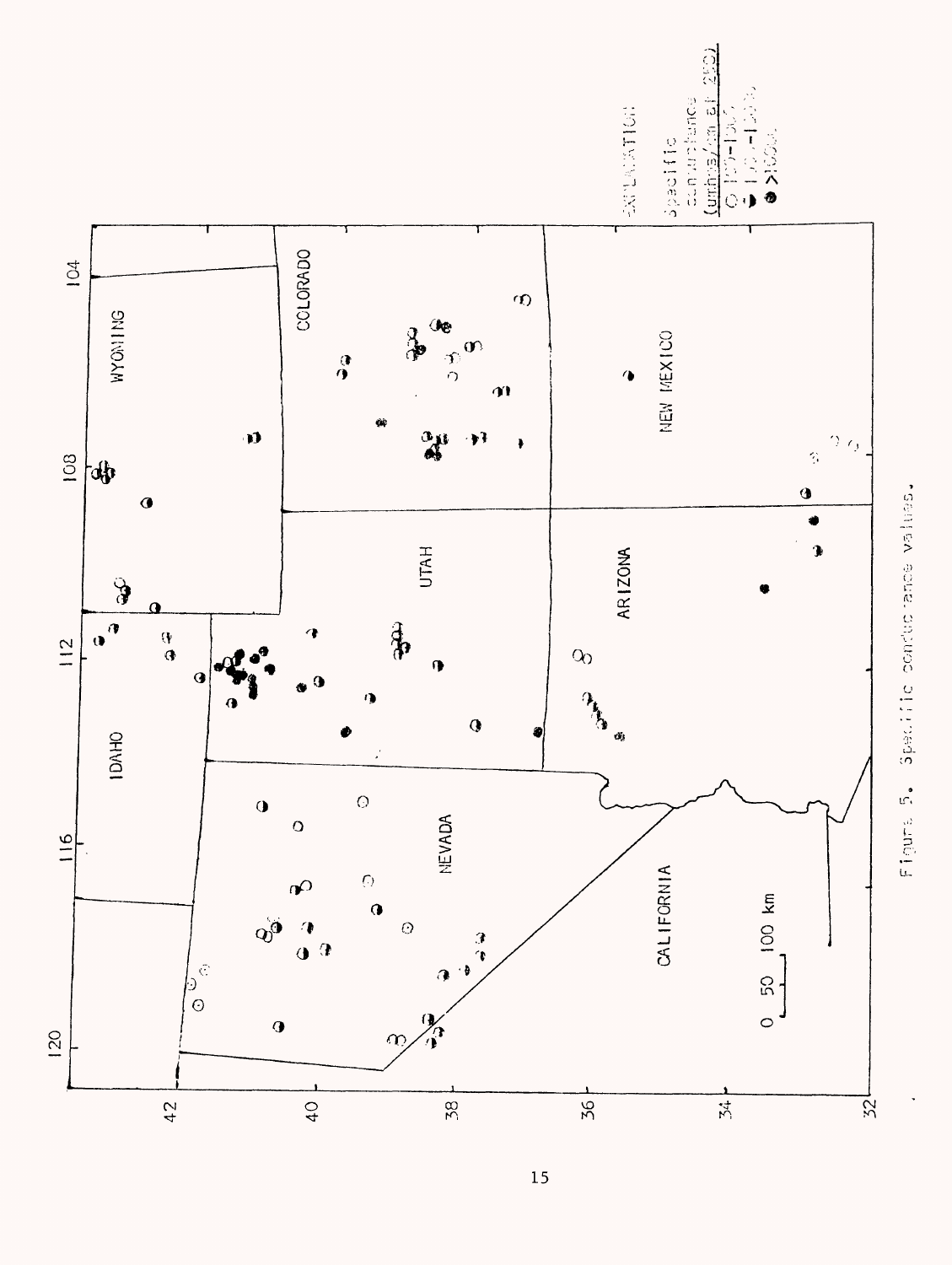Figure 5. Specific conductance values.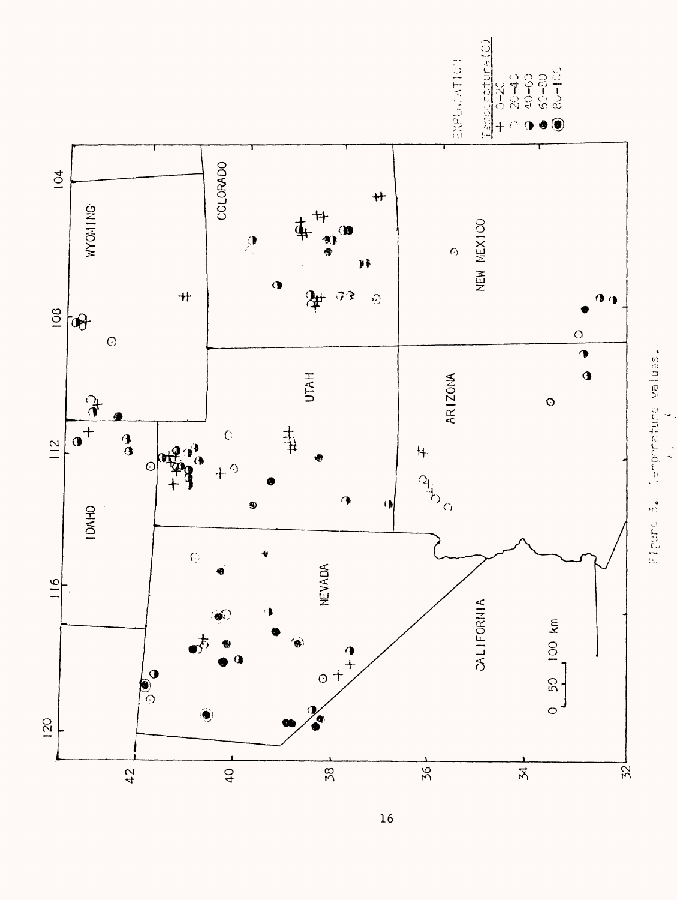EXPLANATION

Temperature (C)

- + 0-20
- 20-40
- 40-60
- 60-80
- 80-180

Figure 5. Temperature values.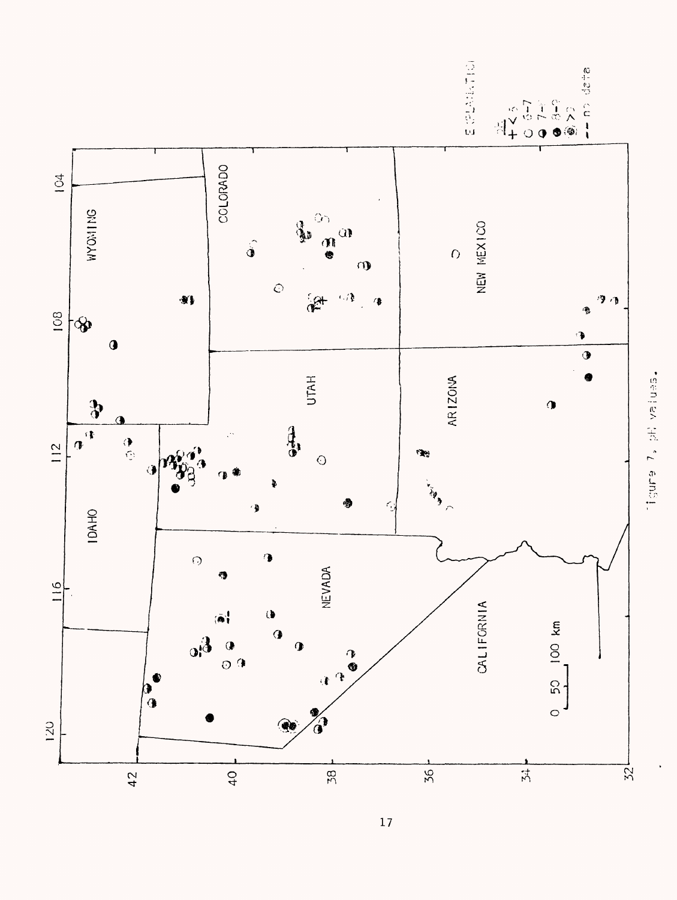Figure 7, pH values.

EXPLANATION

pH
+ <6
○ 6-7
◐ 7-8
● 8-9
◉ >9
-- no data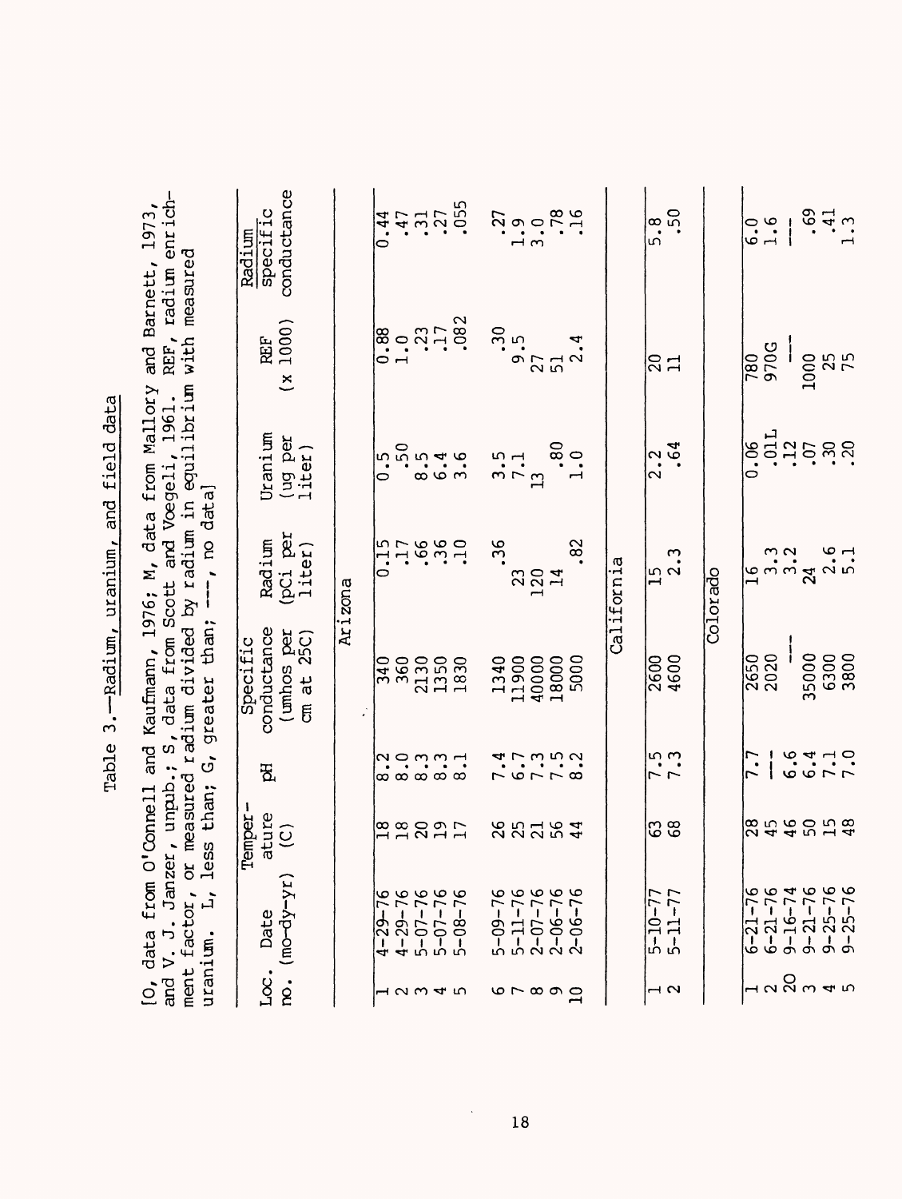Table 3.—Radium, uranium, and field data

[O, data from O'Connell and Kaufmann, 1976; M, data from Mallory and Barnett, 1973, and V. J. Janzer, unpub.; S, data from Scott and Voegeli, 1961. REF, radium enrichment factor, or measured radium divided by radium in equilibrium with measured uranium. L, less than; G, greater than; ---, no data]

| Loc. no. | Date (mo-dy-yr) | Temperature (C) | pH | Specific conductance (umhos per cm at 25C) | Radium (pCi per liter) | Uranium (ug per liter) | REF (x 1000) | Radium / specific conductance |
|---|---|---|---|---|---|---|---|---|
| | | | | Arizona | | | | |
| 1 | 4-29-76 | 18 | 8.2 | 340 | 0.15 | 0.5 | 0.88 | 0.44 |
| 2 | 4-29-76 | 18 | 8.0 | 360 | .17 | .50 | 1.0 | .47 |
| 3 | 5-07-76 | 20 | 8.3 | 2130 | .66 | 8.5 | .23 | .31 |
| 4 | 5-07-76 | 19 | 8.3 | 1350 | .36 | 6.4 | .17 | .27 |
| 5 | 5-08-76 | 17 | 8.1 | 1830 | .10 | 3.6 | .082 | .055 |
| 6 | 5-09-76 | 26 | 7.4 | 1340 | .36 | 3.5 | .30 | .27 |
| 7 | 5-11-76 | 25 | 6.7 | 11900 | 23 | 7.1 | 9.5 | 1.9 |
| 8 | 2-07-76 | 21 | 7.3 | 40000 | 120 | 13 | 27 | 3.0 |
| 9 | 2-06-76 | 56 | 7.5 | 18000 | 14 | .80 | 51 | .78 |
| 10 | 2-06-76 | 44 | 8.2 | 5000 | .82 | 1.0 | 2.4 | .16 |
| | | | | California | | | | |
| 1 | 5-10-77 | 63 | 7.5 | 2600 | 15 | 2.2 | 20 | 5.8 |
| 2 | 5-11-77 | 68 | 7.3 | 4600 | 2.3 | .64 | 11 | .50 |
| | | | | Colorado | | | | |
| 1 | 6-21-76 | 28 | 7.7 | 2650 | 16 | 0.06 | 780 | 6.0 |
| 2 | 6-21-76 | 45 | --- | 2020 | 3.3 | .01L | 970G | 1.6 |
| 20 | 9-16-74 | 46 | 6.6 | --- | 3.2 | .12 | --- | --- |
| 3 | 9-21-76 | 50 | 6.4 | 35000 | 24 | .07 | 1000 | .69 |
| 4 | 9-25-76 | 15 | 7.1 | 6300 | 2.6 | .30 | 25 | .41 |
| 5 | 9-25-76 | 48 | 7.0 | 3800 | 5.1 | .20 | 75 | 1.3 |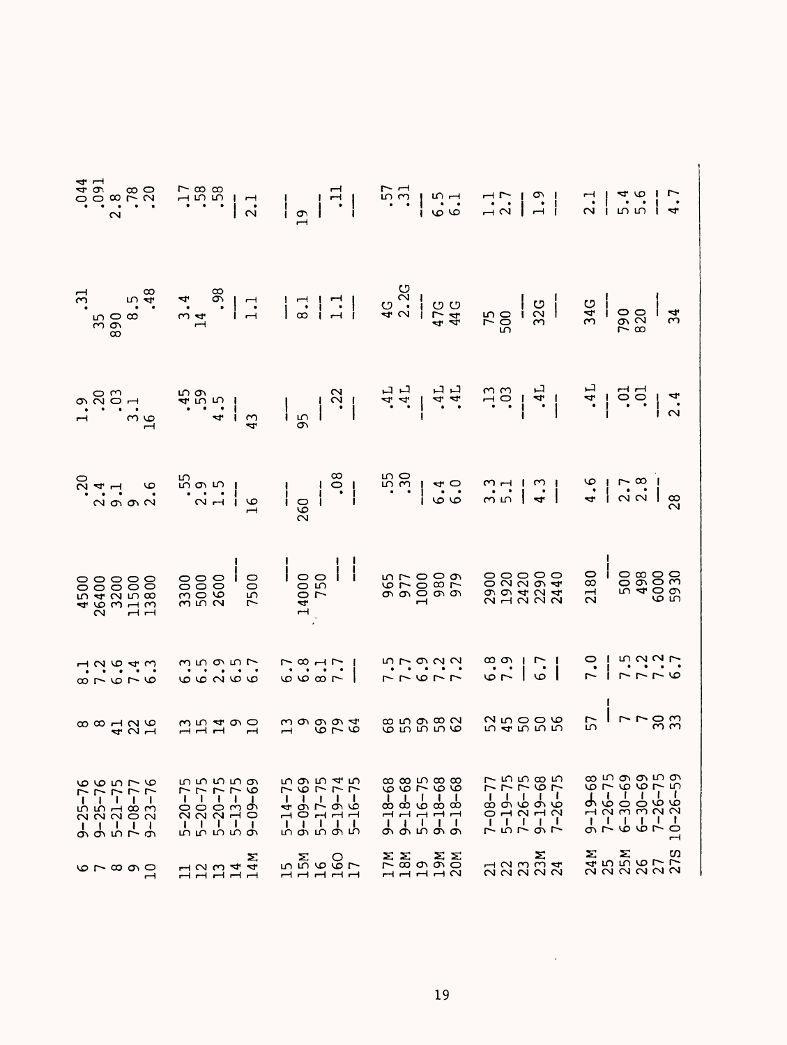| | | | | | | | | |
|---|---|---|---|---|---|---|---|---|
| 6 | 9-25-76 | 8 | 8.1 | 4500 | .20 | 1.9 | .31 | .044 |
| 7 | 9-25-76 | 8 | 7.2 | 26400 | 2.4 | .20 | 35 | .091 |
| 8 | 5-21-75 | 41 | 6.6 | 3200 | 9.1 | .03 | 890 | 2.8 |
| 9 | 7-08-77 | 22 | 7.4 | 11500 | 9 | 3.1 | 8.5 | .78 |
| 10 | 9-23-76 | 16 | 6.3 | 13800 | 2.6 | 16 | .48 | .20 |
| 11 | 5-20-75 | 13 | 6.3 | 3300 | .55 | .45 | 3.4 | .17 |
| 12 | 5-20-75 | 15 | 6.5 | 5000 | 2.9 | .59 | 14 | .58 |
| 13 | 5-20-75 | 14 | 2.9 | 2600 | 1.5 | 4.5 | .98 | .58 |
| 14 | 5-13-75 | 9 | 6.5 | — | — | — | — | — |
| 14M | 9-09-69 | 10 | 6.7 | 7500 | 16 | 43 | 1.1 | 2.1 |
| 15 | 5-14-75 | 13 | 6.7 | — | — | — | — | — |
| 15M | 9-09-69 | 9 | 6.8 | 14000 | 260 | 95 | 8.1 | 19 |
| 16 | 5-17-75 | 69 | 8.1 | 750 | — | — | — | — |
| 16O | 9-19-74 | 79 | 7.7 | — | .08 | .22 | 1.1 | .11 |
| 17 | 5-16-75 | 64 | — | — | — | — | — | — |
| 17M | 9-18-68 | 68 | 7.5 | 965 | .55 | .4L | 4G | .57 |
| 18M | 9-18-68 | 55 | 7.7 | 977 | .30 | .4L | 2.2G | .31 |
| 19 | 5-16-75 | 59 | 6.9 | 1000 | — | — | — | — |
| 19M | 9-18-68 | 58 | 7.2 | 980 | 6.4 | .4L | 47G | 6.5 |
| 20M | 9-18-68 | 62 | 7.2 | 979 | 6.0 | .4L | 44G | 6.1 |
| 21 | 7-08-77 | 52 | 6.8 | 2900 | 3.3 | .13 | 75 | 1.1 |
| 22 | 5-19-75 | 45 | 7.9 | 1920 | 5.1 | .03 | 500 | 2.7 |
| 23 | 7-26-75 | 50 | — | 2420 | — | — | — | — |
| 23M | 9-19-68 | 50 | 6.7 | 2290 | 4.3 | .4L | 32G | 1.9 |
| 24 | 7-26-75 | 56 | — | 2440 | — | — | — | — |
| 24M | 9-19-68 | 57 | 7.0 | 2180 | 4.6 | .4L | 34G | 2.1 |
| 25 | 7-26-75 | — | — | — | — | — | — | — |
| 25M | 6-30-69 | 7 | 7.5 | 500 | 2.7 | .01 | 790 | 5.4 |
| 26 | 6-30-69 | 7 | 7.2 | 498 | 2.8 | .01 | 820 | 5.6 |
| 27 | 7-26-75 | 30 | 7.2 | 6000 | — | — | — | — |
| 27S | 10-26-59 | 33 | 6.7 | 5930 | 28 | 2.4 | 34 | 4.7 |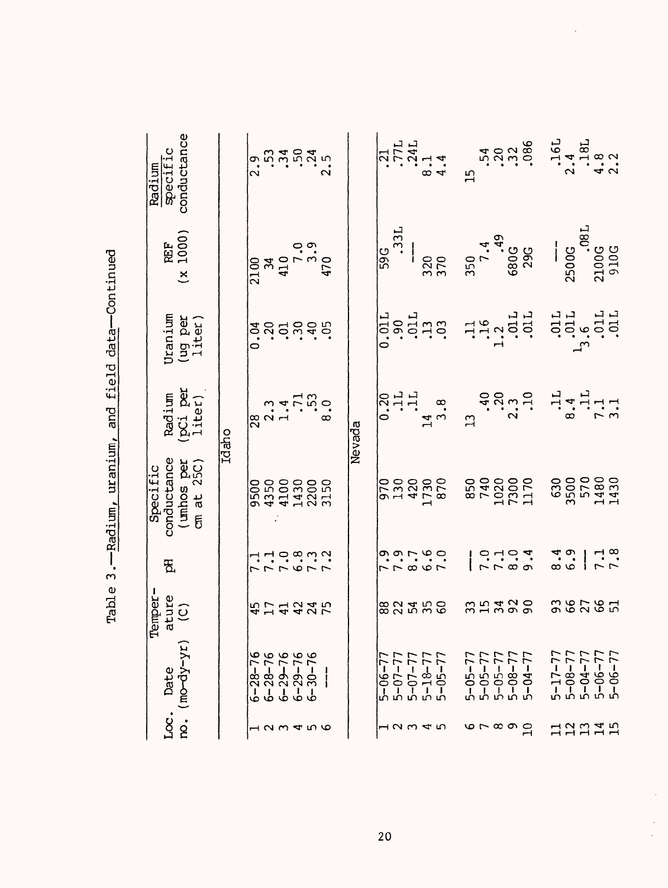Table 3.—Radium, uranium, and field data—Continued

| Loc. no. | Date (mo-dy-yr) | Temperature (C) | pH | Specific conductance (umhos per cm at 25C) | Radium (pCi per liter) | Uranium (ug per liter) | REF (x 1000) | Radium specific conductance |
|---|---|---|---|---|---|---|---|---|
| | | | | Idaho | | | | |
| 1 | 6-28-76 | 45 | 7.1 | 9500 | 28 | 0.04 | 2100 | 2.9 |
| 2 | 6-28-76 | 17 | 7.1 | 4350 | 2.3 | .20 | 34 | .53 |
| 3 | 6-29-76 | 41 | 7.0 | 4100 | 1.4 | .01 | 410 | .34 |
| 4 | 6-29-76 | 42 | 6.8 | 1430 | .71 | .30 | 7.0 | .50 |
| 5 | 6-30-76 | 24 | 7.3 | 2200 | .53 | .40 | 3.9 | .24 |
| 6 | --- | 75 | 7.2 | 3150 | 8.0 | .05 | 470 | 2.5 |
| | | | | Nevada | | | | |
| 1 | 5-06-77 | 88 | 7.9 | 970 | 0.20 | 0.01L | 59G | .21 |
| 2 | 5-07-77 | 22 | 7.9 | 130 | .1L | .90 | .33L | .77L |
| 3 | 5-07-77 | 54 | 8.7 | 420 | .1L | .01L | --- | .24L |
| 4 | 5-18-77 | 35 | 6.6 | 1730 | 14 | .13 | 320 | 8.1 |
| 5 | 5-05-77 | 60 | 7.0 | 870 | 3.8 | .03 | 370 | 4.4 |
| 6 | 5-05-77 | 33 | --- | 850 | 13 | .11 | 350 | 15 |
| 7 | 5-05-77 | 15 | 7.0 | 740 | .40 | .16 | 7.4 | .54 |
| 8 | 5-05-77 | 34 | 7.1 | 1020 | .20 | 1.2 | .49 | .20 |
| 9 | 5-08-77 | 92 | 8.0 | 7300 | 2.3 | .01L | 680G | .32 |
| 10 | 5-04-77 | 90 | 9.4 | 1170 | .10 | .01L | 29G | .086 |
| 11 | 5-17-77 | 93 | 8.4 | 630 | .1L | .01L | --- | .16L |
| 12 | 5-08-77 | 66 | 6.9 | 3500 | 8.4 | .01L | 2500G | 2.4 |
| 13 | 5-04-77 | 27 | --- | 570 | .1L | [1]3.6 | .08L | .18L |
| 14 | 5-06-77 | 66 | 7.1 | 1480 | 7.1 | .01L | 2100G | 4.8 |
| 15 | 5-06-77 | 51 | 7.8 | 1430 | 3.1 | .01L | 910G | 2.2 |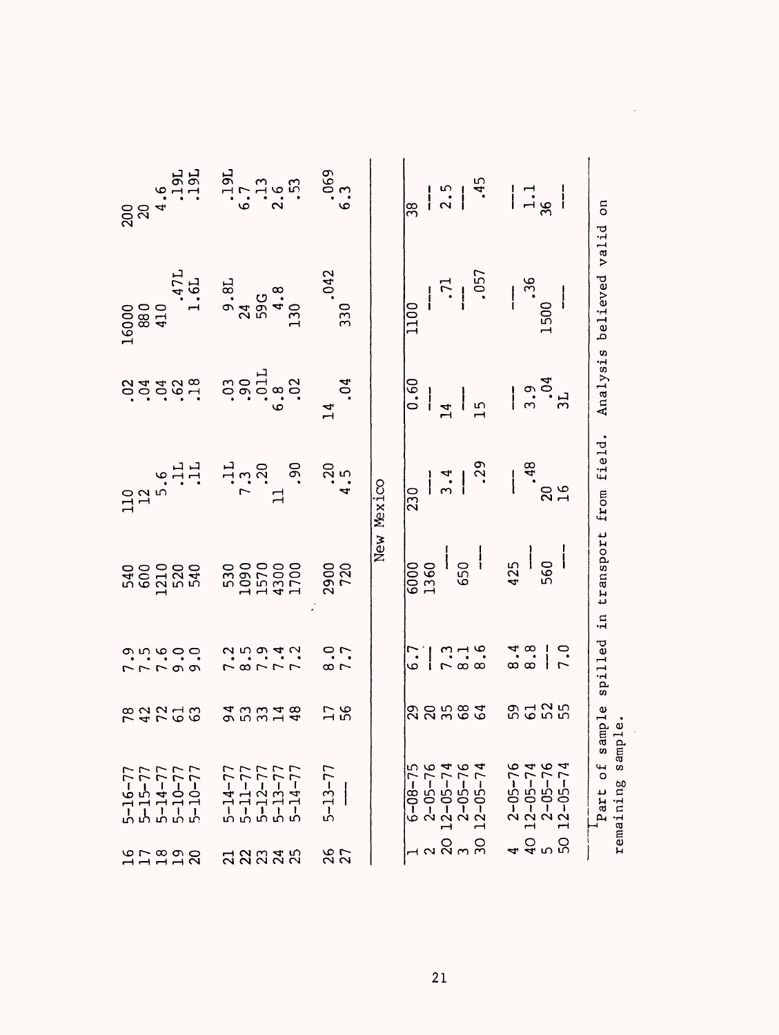| | | | | | | | | |
|---|---|---|---|---|---|---|---|---|
| 16 | 5-16-77 | 78 | 7.9 | 540 | 110 | .02 | 16000 | 200 |
| 17 | 5-15-77 | 42 | 7.5 | 600 | 12 | .04 | 880 | 20 |
| 18 | 5-14-77 | 72 | 7.6 | 1210 | 5.6 | .04 | 410 | 4.6 |
| 19 | 5-10-77 | 61 | 9.0 | 520 | .1L | .62 | .47L | .19L |
| 20 | 5-10-77 | 63 | 9.0 | 540 | .1L | .18 | 1.6L | .19L |
| 21 | 5-14-77 | 94 | 7.2 | 530 | .1L | .03 | 9.8L | .19L |
| 22 | 5-11-77 | 53 | 8.5 | 1090 | 7.3 | .90 | 24 | 6.7 |
| 23 | 5-12-77 | 33 | 7.9 | 1570 | .20 | .01L | 59G | .13 |
| 24 | 5-13-77 | 14 | 7.4 | 4300 | 11 | 6.8 | 4.8 | 2.6 |
| 25 | 5-14-77 | 48 | 7.2 | 1700 | .90 | .02 | 130 | .53 |
| 26 | 5-13-77 | 17 | 8.0 | 2900 | .20 | 14 | .042 | .069 |
| 27 | --- | 56 | 7.7 | 720 | 4.5 | .04 | 330 | 6.3 |
| | | | | New Mexico | | | | |
| 1 | 6-08-75 | 29 | 6.7 | 6000 | 230 | 0.60 | 1100 | 38 |
| 2 | 2-05-76 | 20 | --- | 1360 | --- | --- | --- | --- |
| 20 | 12-05-74 | 35 | 7.3 | --- | 3.4 | 14 | .71 | 2.5 |
| 3 | 2-05-76 | 68 | 8.1 | 650 | --- | --- | --- | --- |
| 30 | 12-05-74 | 64 | 8.6 | --- | .29 | 15 | .057 | .45 |
| 4 | 2-05-76 | 59 | 8.4 | 425 | --- | --- | --- | --- |
| 40 | 12-05-74 | 61 | 8.8 | --- | .48 | 3.9 | .36 | 1.1 |
| 5 | 2-05-76 | 52 | --- | 560 | 20 | .04 | 1500 | 36 |
| 50 | 12-05-74 | 55 | 7.0 | --- | 16 | 3L | --- | --- |

[1]Part of sample spilled in transport from field. Analysis believed valid on remaining sample.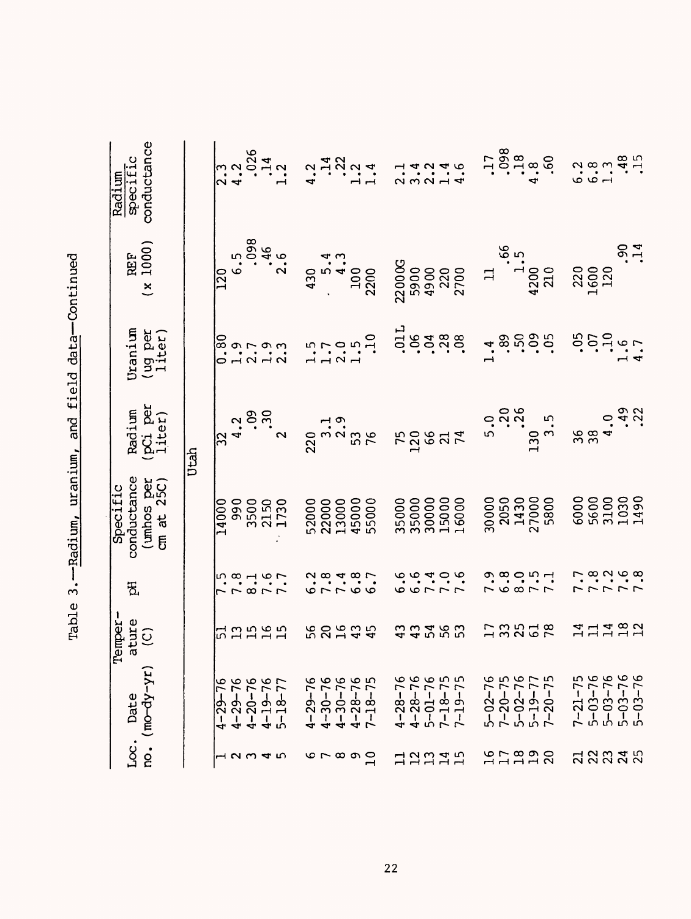Table 3.—Radium, uranium, and field data—Continued

| Loc. no. | Date (mo-dy-yr) | Temperature (C) | pH | Specific conductance (umhos per cm at 25C) | Radium (pCi per liter) | Uranium (ug per liter) | REF (x 1000) | Radium / specific conductance |
|---|---|---|---|---|---|---|---|---|
| | | | | **Utah** | | | | |
| 1 | 4-29-76 | 51 | 7.5 | 14000 | 32 | 0.80 | 120 | 2.3 |
| 2 | 4-29-76 | 13 | 7.8 | 990 | 4.2 | 1.9 | 6.5 | 4.2 |
| 3 | 4-20-76 | 15 | 8.1 | 3500 | .09 | 2.7 | .098 | .026 |
| 4 | 4-19-76 | 16 | 7.6 | 2150 | .30 | 1.9 | .46 | .14 |
| 5 | 5-18-77 | 15 | 7.7 | 1730 | 2 | 2.3 | 2.6 | 1.2 |
| 6 | 4-29-76 | 56 | 6.2 | 52000 | 220 | 1.5 | 430 | 4.2 |
| 7 | 4-30-76 | 20 | 7.8 | 22000 | 3.1 | 1.7 | 5.4 | .14 |
| 8 | 4-30-76 | 16 | 7.4 | 13000 | 2.9 | 2.0 | 4.3 | .22 |
| 9 | 4-28-76 | 43 | 6.8 | 45000 | 53 | 1.5 | 100 | 1.2 |
| 10 | 7-18-75 | 45 | 6.7 | 55000 | 76 | .10 | 2200 | 1.4 |
| 11 | 4-28-76 | 43 | 6.6 | 35000 | 75 | .01L | 22000G | 2.1 |
| 12 | 4-28-76 | 43 | 6.6 | 35000 | 120 | .06 | 5900 | 3.4 |
| 13 | 5-01-76 | 54 | 7.4 | 30000 | 66 | .04 | 4900 | 2.2 |
| 14 | 7-18-75 | 56 | 7.0 | 15000 | 21 | .28 | 220 | 1.4 |
| 15 | 7-19-75 | 53 | 7.6 | 16000 | 74 | .08 | 2700 | 4.6 |
| 16 | 5-02-76 | 17 | 7.9 | 30000 | 5.0 | 1.4 | 11 | .17 |
| 17 | 7-20-75 | 33 | 6.8 | 2050 | .20 | .89 | .66 | .098 |
| 18 | 5-02-76 | 25 | 8.0 | 1430 | .26 | .50 | 1.5 | .18 |
| 19 | 5-19-77 | 61 | 7.5 | 27000 | 130 | .09 | 4200 | 4.8 |
| 20 | 7-20-75 | 78 | 7.1 | 5800 | 3.5 | .05 | 210 | .60 |
| 21 | 7-21-75 | 14 | 7.7 | 6000 | 36 | .05 | 220 | 6.2 |
| 22 | 5-03-76 | 11 | 7.8 | 5600 | 38 | .07 | 1600 | 6.8 |
| 23 | 5-03-76 | 14 | 7.2 | 3100 | 4.0 | .10 | 120 | 1.3 |
| 24 | 5-03-76 | 18 | 7.6 | 1030 | .49 | 1.6 | .90 | .48 |
| 25 | 5-03-76 | 12 | 7.8 | 1490 | .22 | 4.7 | .14 | .15 |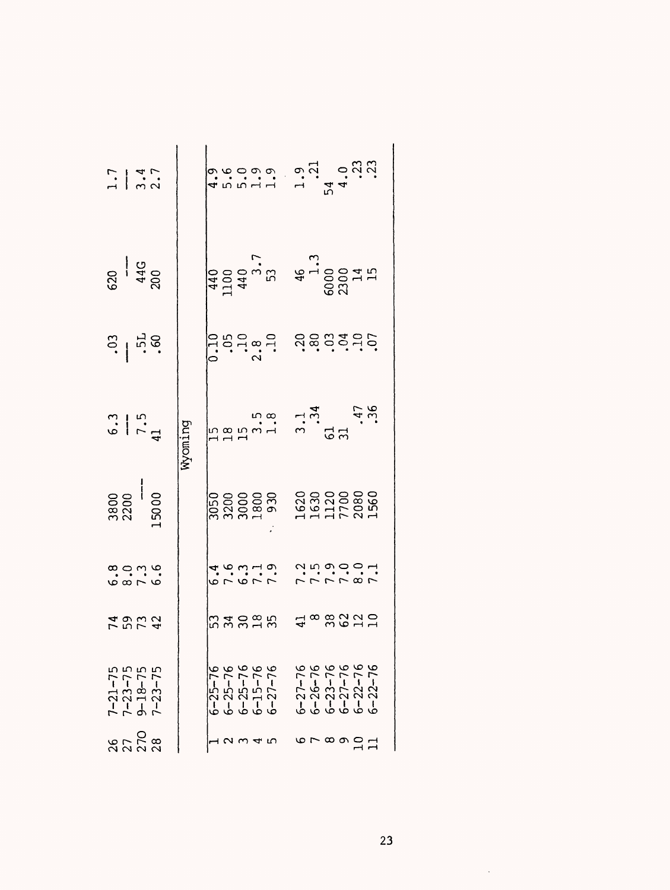| | | | | | | | | |
|---|---|---|---|---|---|---|---|---|
| 26 | 7-21-75 | 74 | 6.8 | 3800 | 6.3 | .03 | 620 | 1.7 |
| 27 | 7-23-75 | 59 | 8.0 | 2200 | --- | --- | --- | --- |
| 27O | 9-18-75 | 73 | 7.3 | --- | 7.5 | .5L | 44G | 3.4 |
| 28 | 7-23-75 | 42 | 6.6 | 15000 | 41 | .60 | 200 | 2.7 |
| | | | | Wyoming | | | | |
| 1 | 6-25-76 | 53 | 6.4 | 3050 | 15 | 0.10 | 440 | 4.9 |
| 2 | 6-25-76 | 34 | 7.6 | 3200 | 18 | .05 | 1100 | 5.6 |
| 3 | 6-25-76 | 30 | 6.3 | 3000 | 15 | .10 | 440 | 5.0 |
| 4 | 6-15-76 | 18 | 7.1 | 1800 | 3.5 | 2.8 | 3.7 | 1.9 |
| 5 | 6-27-76 | 35 | 7.9 | 930 | 1.8 | .10 | 53 | 1.9 |
| 6 | 6-27-76 | 41 | 7.2 | 1620 | 3.1 | .20 | 46 | 1.9 |
| 7 | 6-26-76 | 8 | 7.5 | 1630 | .34 | .80 | 1.3 | .21 |
| 8 | 6-23-76 | 38 | 7.9 | 1120 | 61 | .03 | 6000 | 54 |
| 9 | 6-27-76 | 62 | 7.0 | 7700 | 31 | .04 | 2300 | 4.0 |
| 10 | 6-22-76 | 12 | 8.0 | 2080 | .47 | .10 | 14 | .23 |
| 11 | 6-22-76 | 10 | 7.1 | 1560 | .36 | .07 | 15 | .23 |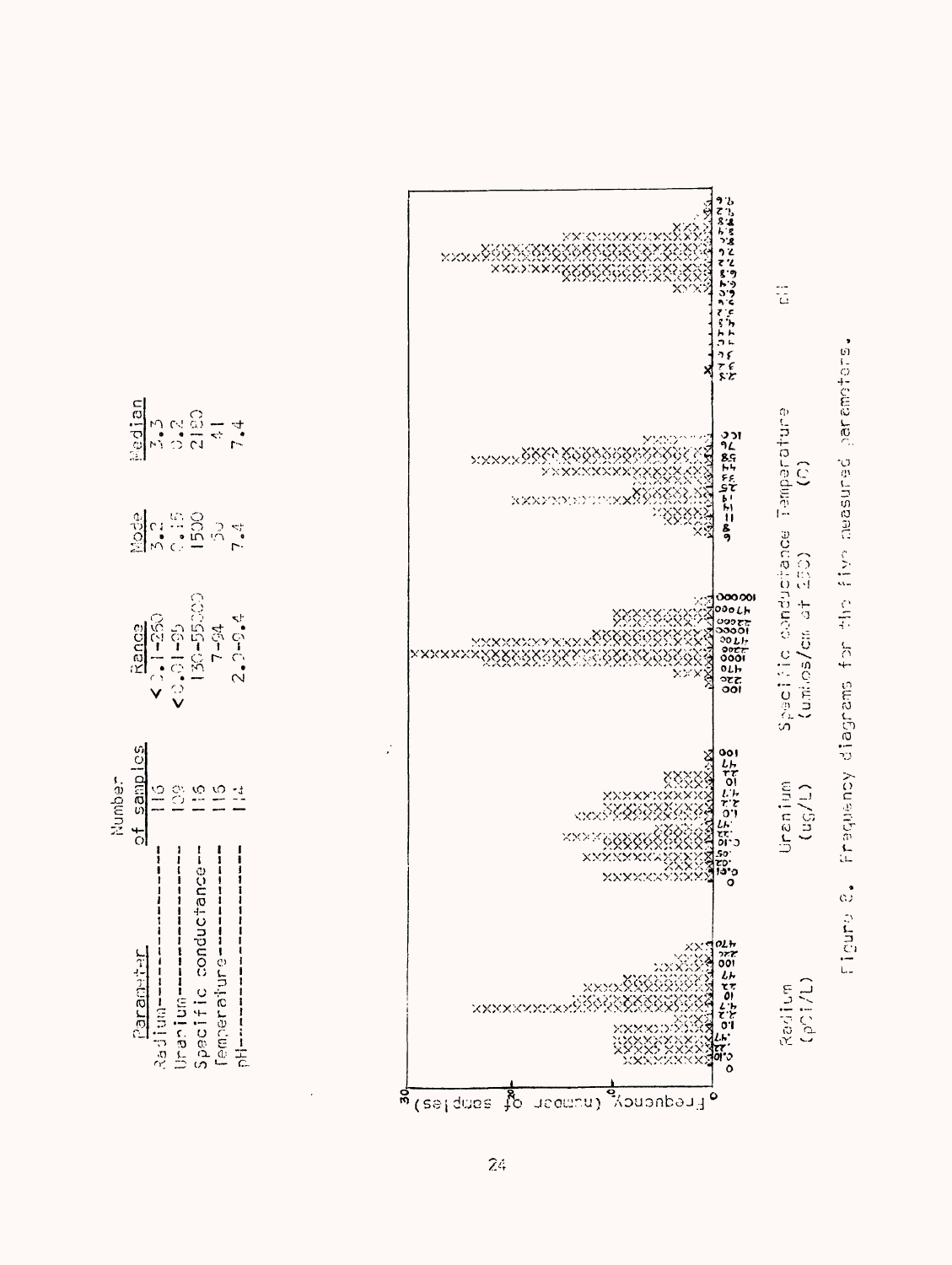| Parameter | Number of samples | Range | Mode | Median |
|---|---|---|---|---|
| Radium---------------------- | 116 | <0.1-250 | 3.2 | 3.3 |
| Uranium--------------------- | 109 | <0.01-25 | 0.15 | 0.2 |
| Specific conductance-- | 116 | 130-55000 | 1500 | 2180 |
| Temperature-------------- | 115 | 7-94 | 50 | 41 |
| pH--------------------------- | 114 | 2.0-9.4 | 7.4 | 7.4 |

Frequency (number of samples)

Radium (pCi/L) — Uranium (ug/L) — Specific conductance (umhos/cm at 25C) — Temperature (C) — pH

Figure 8. Frequency diagrams for the five measured parameters.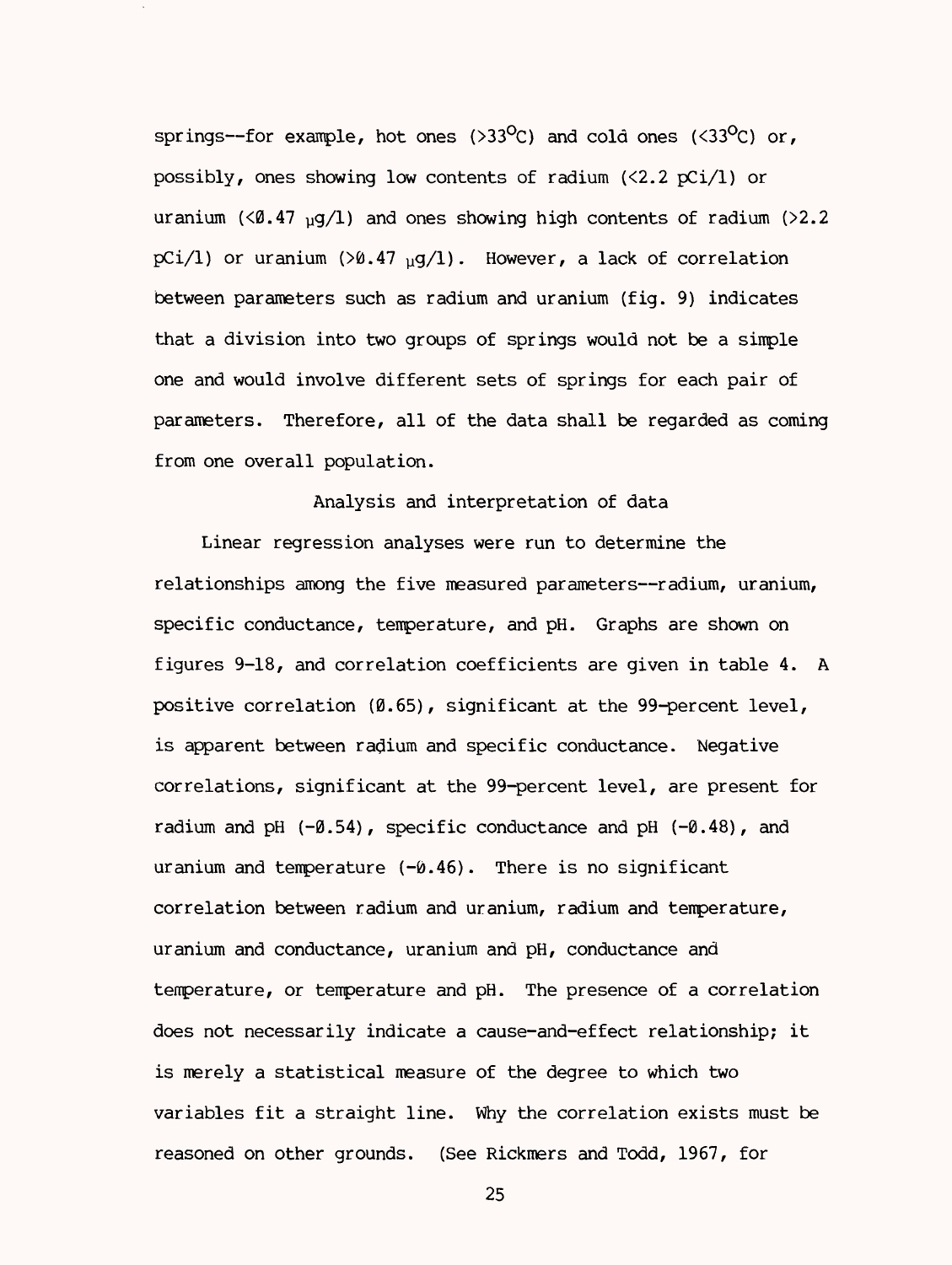springs--for example, hot ones (>33°C) and cold ones (<33°C) or, possibly, ones showing low contents of radium (<2.2 pCi/l) or uranium (<0.47 μg/l) and ones showing high contents of radium (>2.2 pCi/l) or uranium (>0.47 μg/l). However, a lack of correlation between parameters such as radium and uranium (fig. 9) indicates that a division into two groups of springs would not be a simple one and would involve different sets of springs for each pair of parameters. Therefore, all of the data shall be regarded as coming from one overall population.

## Analysis and interpretation of data

Linear regression analyses were run to determine the relationships among the five measured parameters--radium, uranium, specific conductance, temperature, and pH. Graphs are shown on figures 9-18, and correlation coefficients are given in table 4. A positive correlation (0.65), significant at the 99-percent level, is apparent between radium and specific conductance. Negative correlations, significant at the 99-percent level, are present for radium and pH (-0.54), specific conductance and pH (-0.48), and uranium and temperature (-0.46). There is no significant correlation between radium and uranium, radium and temperature, uranium and conductance, uranium and pH, conductance and temperature, or temperature and pH. The presence of a correlation does not necessarily indicate a cause-and-effect relationship; it is merely a statistical measure of the degree to which two variables fit a straight line. Why the correlation exists must be reasoned on other grounds. (See Rickmers and Todd, 1967, for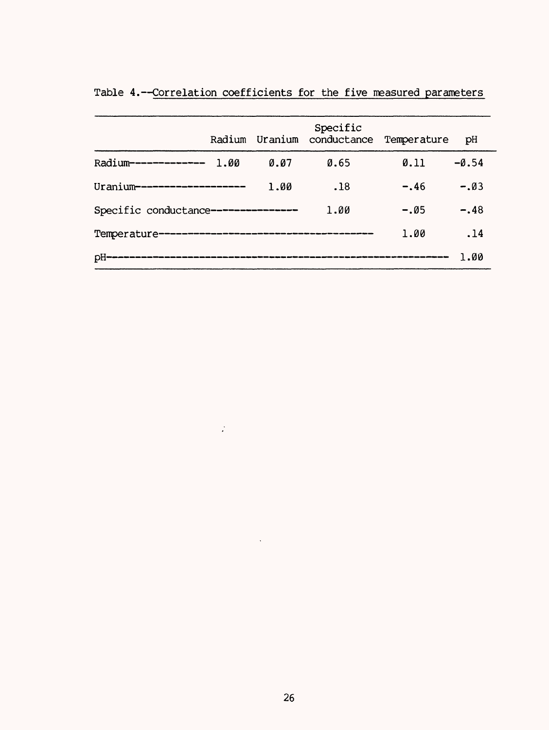Table 4.--Correlation coefficients for the five measured parameters

| | Radium | Uranium | Specific conductance | Temperature | pH |
|---|---|---|---|---|---|
| Radium | 1.00 | 0.07 | 0.65 | 0.11 | -0.54 |
| Uranium | | 1.00 | .18 | -.46 | -.03 |
| Specific conductance | | | 1.00 | -.05 | -.48 |
| Temperature | | | | 1.00 | .14 |
| pH | | | | | 1.00 |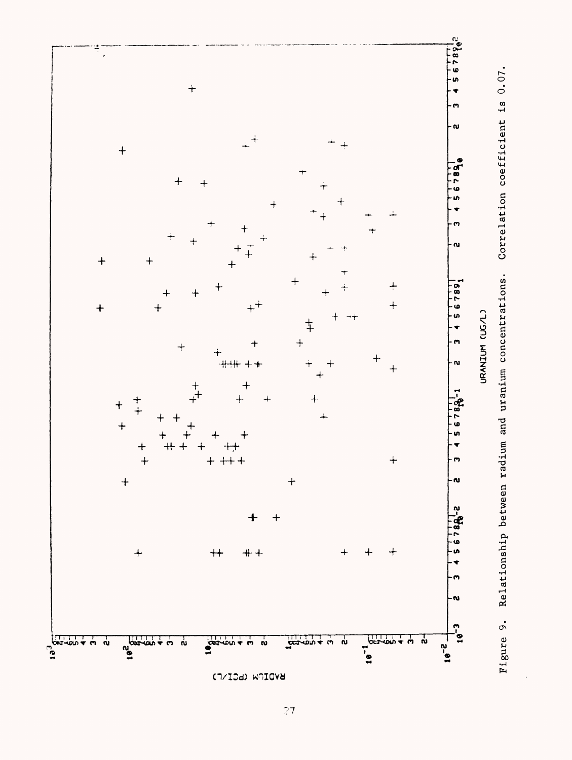Figure 9. Relationship between radium and uranium concentrations. Correlation coefficient is 0.07.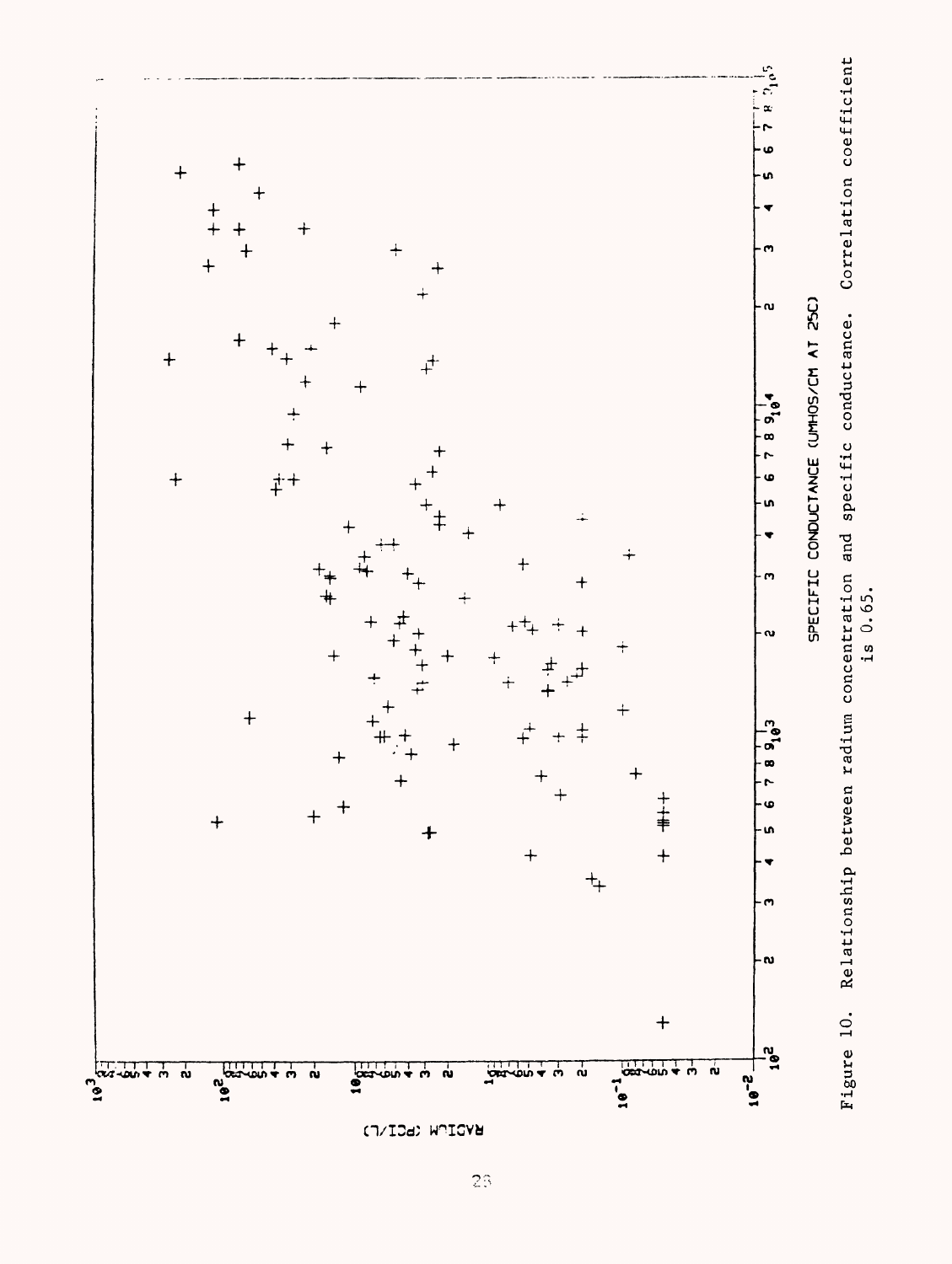Figure 10. Relationship between radium concentration and specific conductance. Correlation coefficient is 0.65.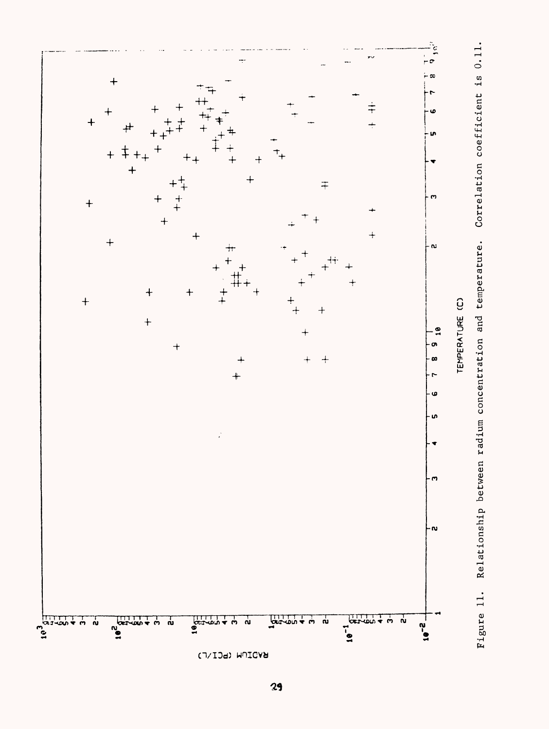Figure 11. Relationship between radium concentration and temperature. Correlation coefficient is 0.11.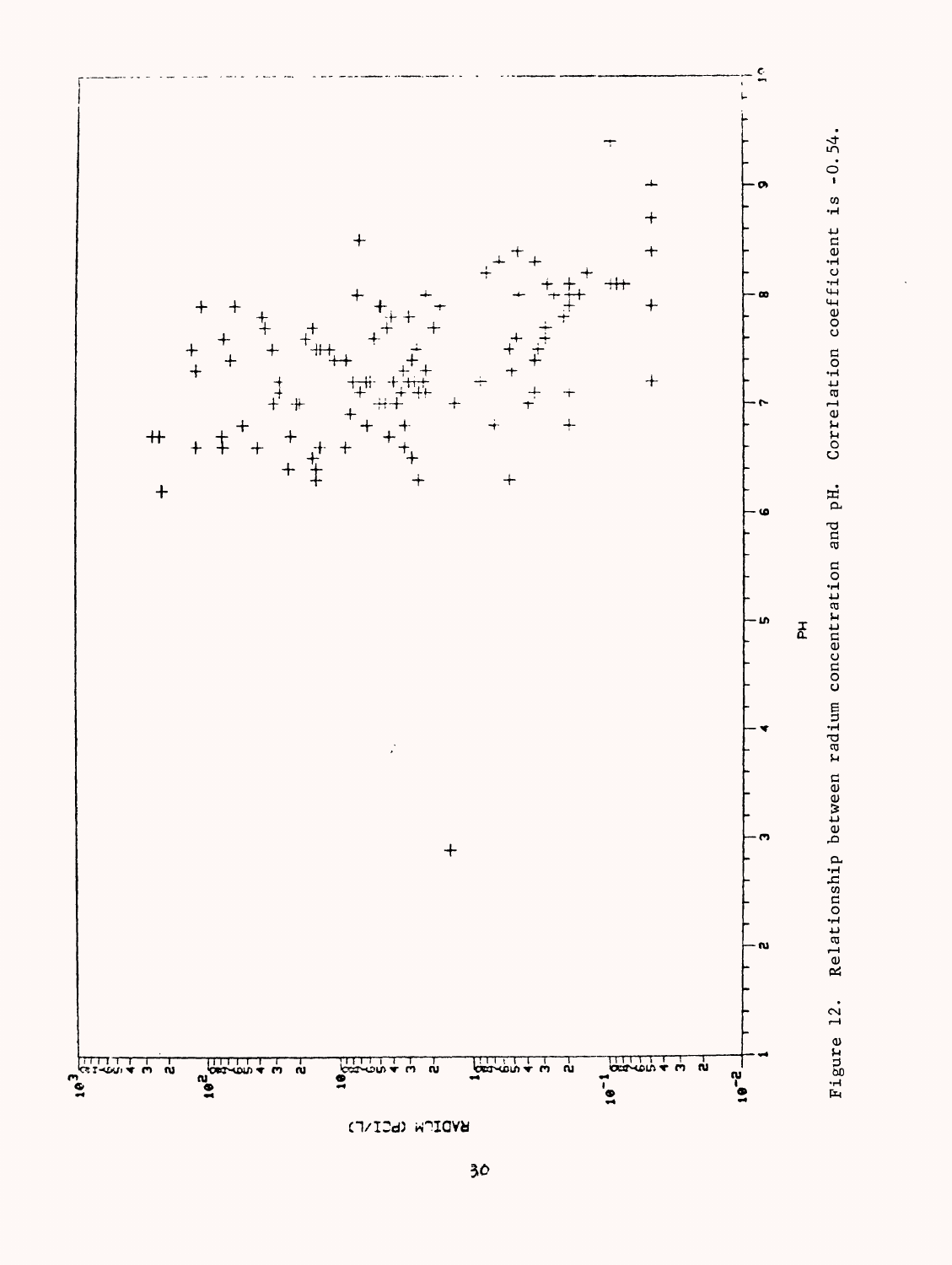Figure 12. Relationship between radium concentration and pH. Correlation coefficient is -0.54.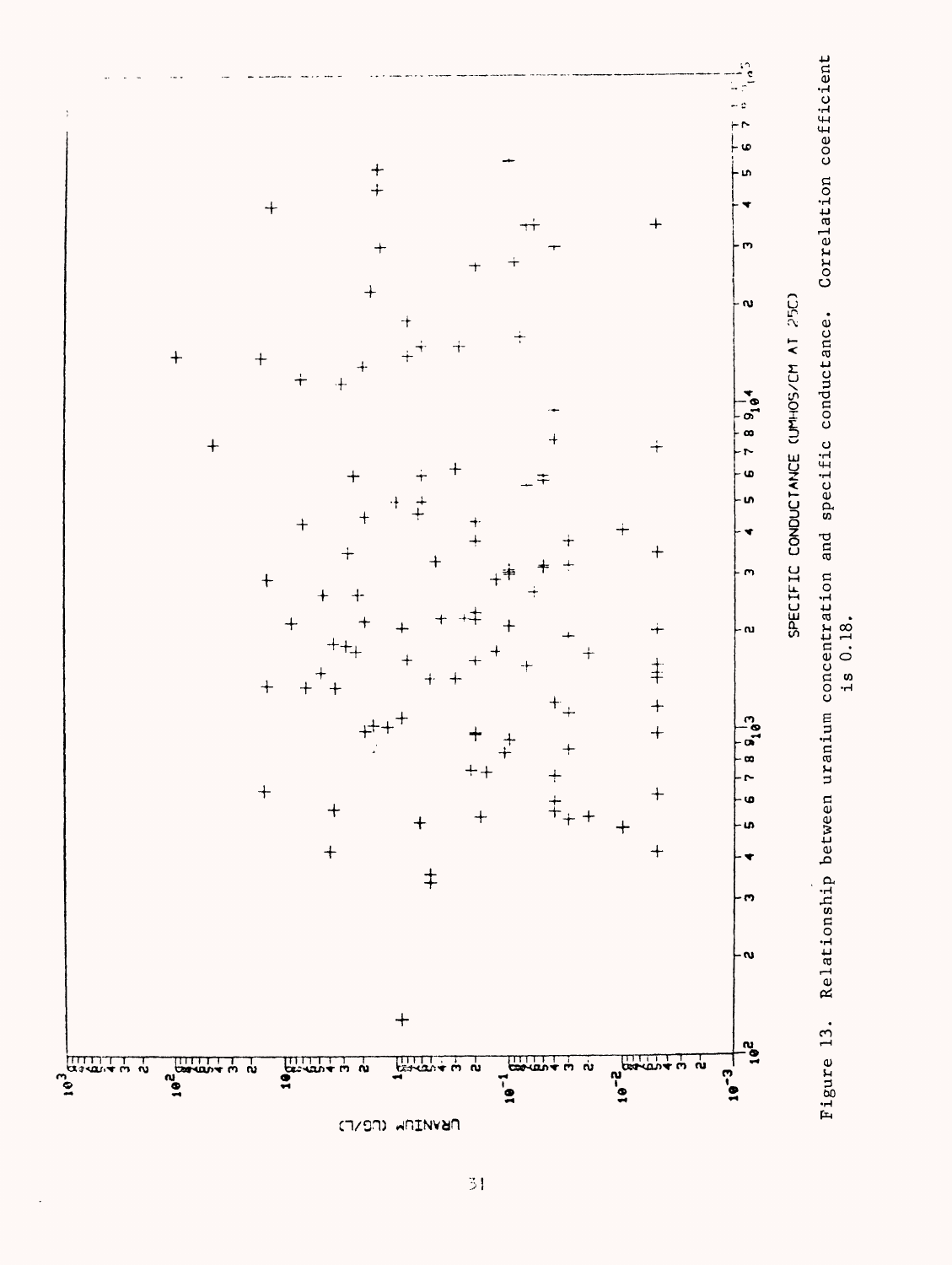Figure 13. Relationship between uranium concentration and specific conductance. Correlation coefficient is 0.18.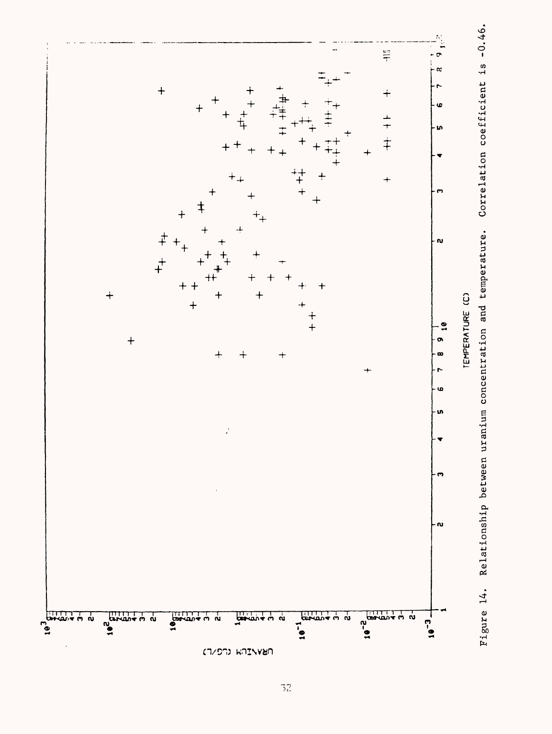Figure 14. Relationship between uranium concentration and temperature. Correlation coefficient is -0.46.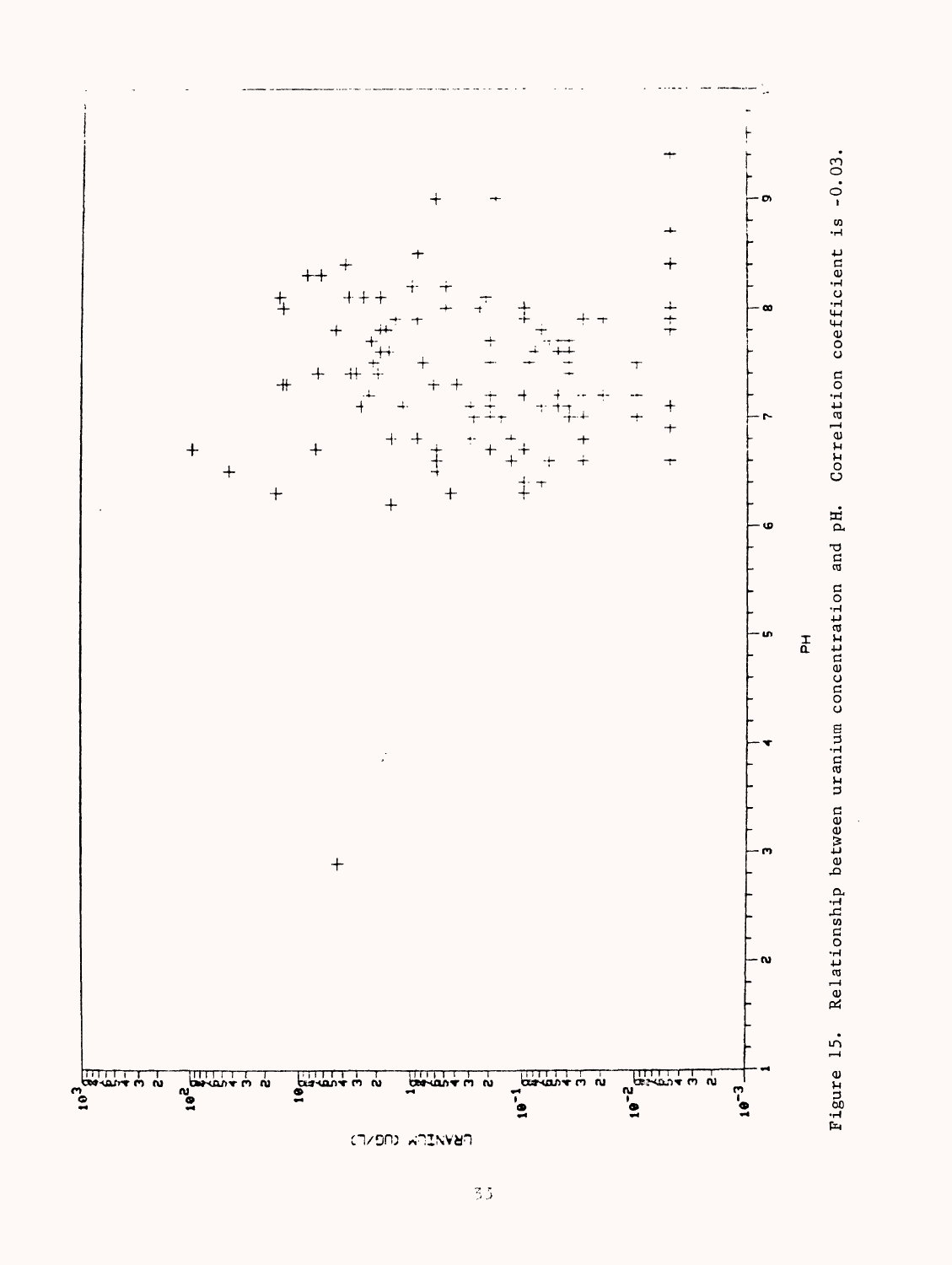Figure 15. Relationship between uranium concentration and pH. Correlation coefficient is -0.03.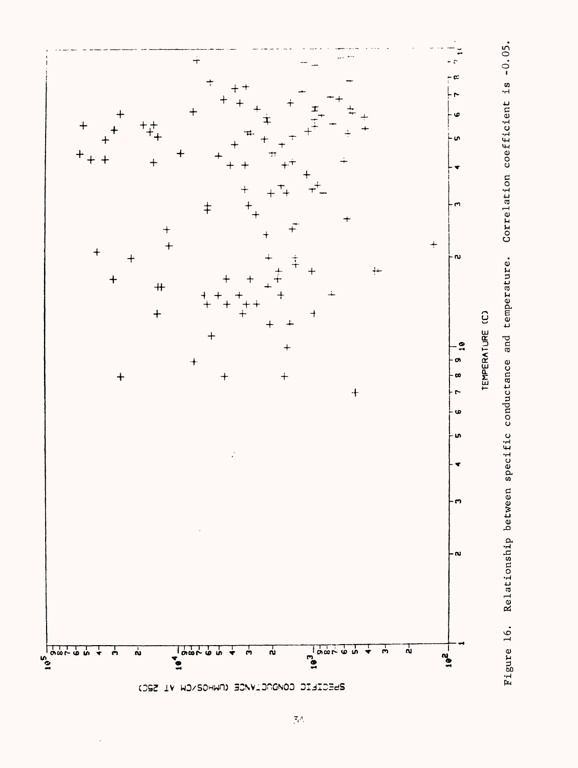Figure 16. Relationship between specific conductance and temperature. Correlation coefficient is -0.05.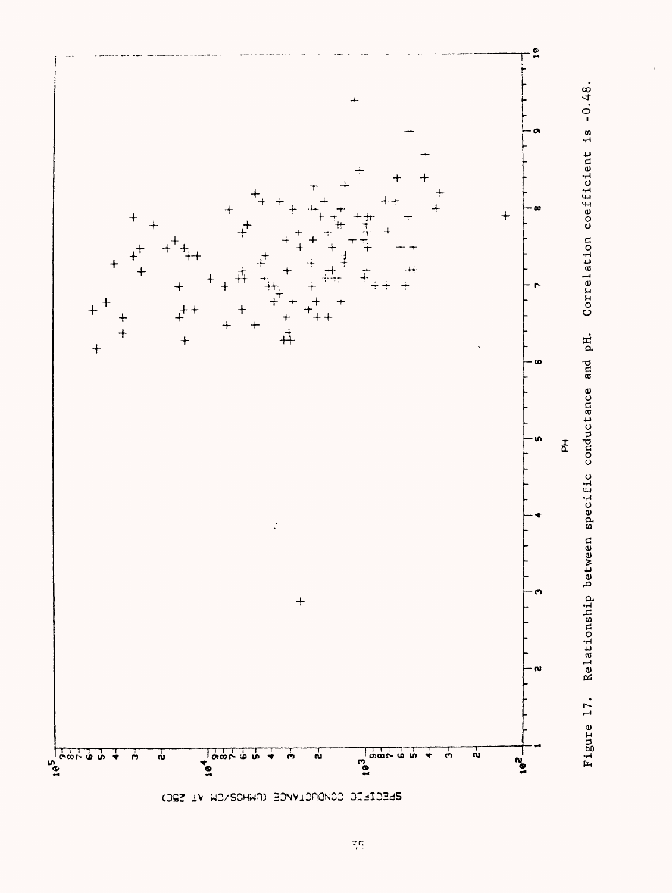Figure 17. Relationship between specific conductance and pH. Correlation coefficient is -0.48.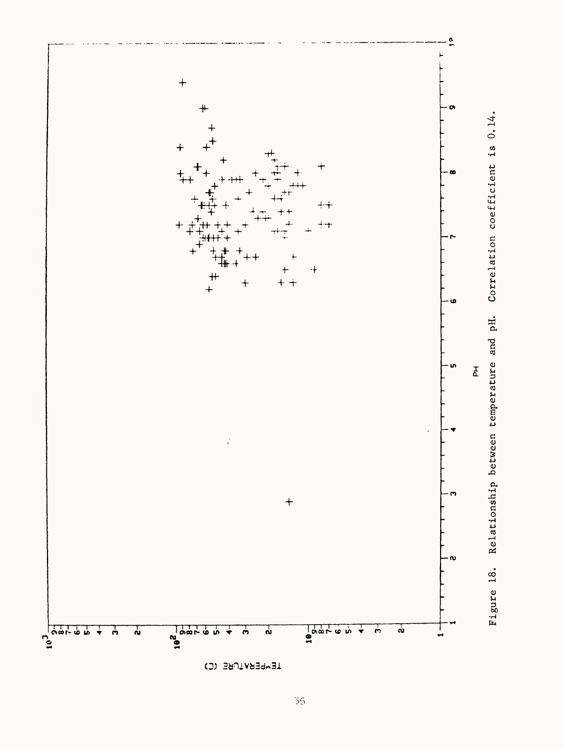Figure 18. Relationship between temperature and pH. Correlation coefficient is 0.14.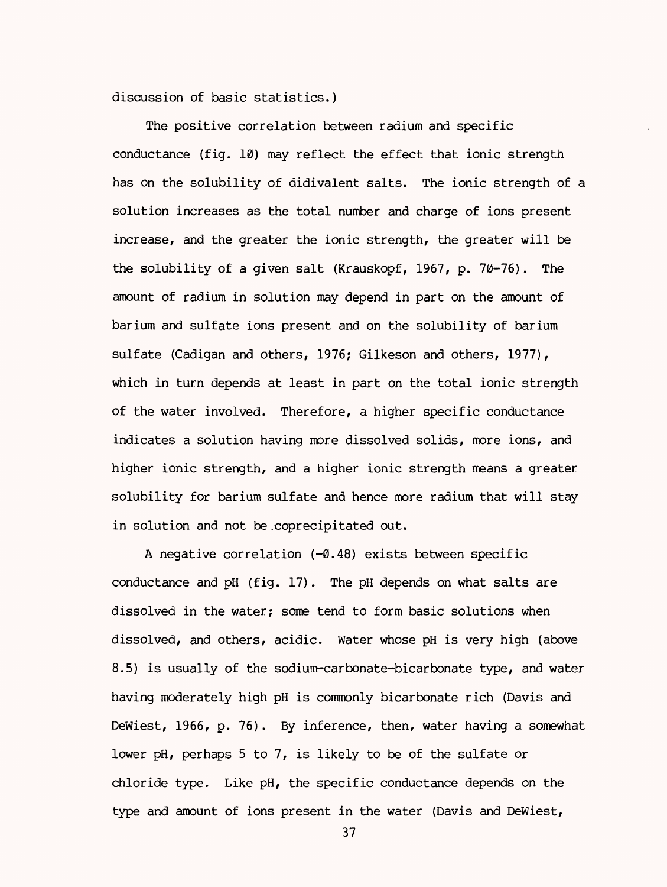discussion of basic statistics.)

The positive correlation between radium and specific conductance (fig. 10) may reflect the effect that ionic strength has on the solubility of didivalent salts. The ionic strength of a solution increases as the total number and charge of ions present increase, and the greater the ionic strength, the greater will be the solubility of a given salt (Krauskopf, 1967, p. 70-76). The amount of radium in solution may depend in part on the amount of barium and sulfate ions present and on the solubility of barium sulfate (Cadigan and others, 1976; Gilkeson and others, 1977), which in turn depends at least in part on the total ionic strength of the water involved. Therefore, a higher specific conductance indicates a solution having more dissolved solids, more ions, and higher ionic strength, and a higher ionic strength means a greater solubility for barium sulfate and hence more radium that will stay in solution and not be coprecipitated out.

A negative correlation (-0.48) exists between specific conductance and pH (fig. 17). The pH depends on what salts are dissolved in the water; some tend to form basic solutions when dissolved, and others, acidic. Water whose pH is very high (above 8.5) is usually of the sodium-carbonate-bicarbonate type, and water having moderately high pH is commonly bicarbonate rich (Davis and DeWiest, 1966, p. 76). By inference, then, water having a somewhat lower pH, perhaps 5 to 7, is likely to be of the sulfate or chloride type. Like pH, the specific conductance depends on the type and amount of ions present in the water (Davis and DeWiest,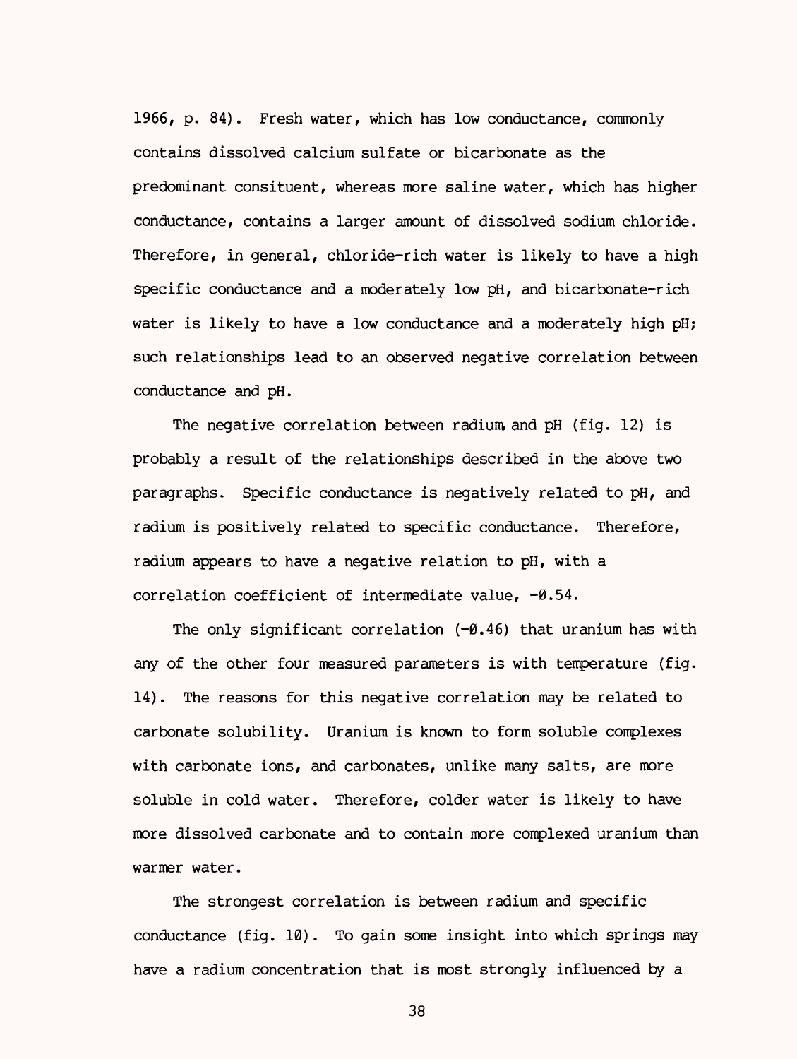1966, p. 84). Fresh water, which has low conductance, commonly contains dissolved calcium sulfate or bicarbonate as the predominant consituent, whereas more saline water, which has higher conductance, contains a larger amount of dissolved sodium chloride. Therefore, in general, chloride-rich water is likely to have a high specific conductance and a moderately low pH, and bicarbonate-rich water is likely to have a low conductance and a moderately high pH; such relationships lead to an observed negative correlation between conductance and pH.

The negative correlation between radium and pH (fig. 12) is probably a result of the relationships described in the above two paragraphs. Specific conductance is negatively related to pH, and radium is positively related to specific conductance. Therefore, radium appears to have a negative relation to pH, with a correlation coefficient of intermediate value, -0.54.

The only significant correlation (-0.46) that uranium has with any of the other four measured parameters is with temperature (fig. 14). The reasons for this negative correlation may be related to carbonate solubility. Uranium is known to form soluble complexes with carbonate ions, and carbonates, unlike many salts, are more soluble in cold water. Therefore, colder water is likely to have more dissolved carbonate and to contain more complexed uranium than warmer water.

The strongest correlation is between radium and specific conductance (fig. 10). To gain some insight into which springs may have a radium concentration that is most strongly influenced by a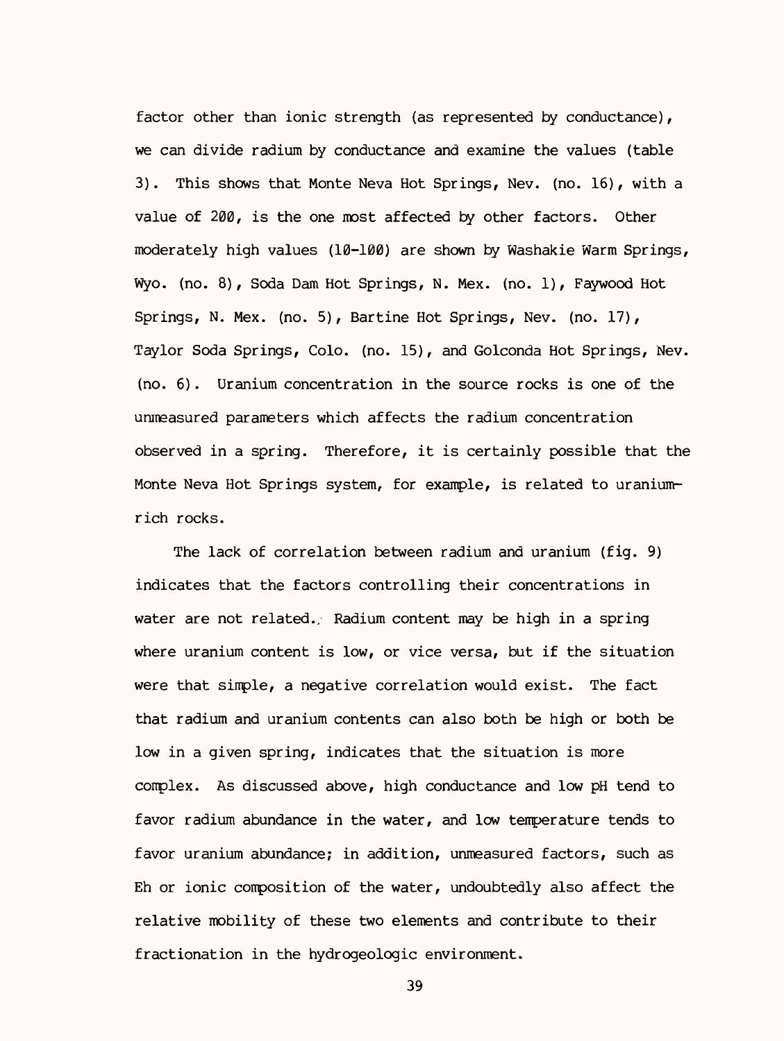factor other than ionic strength (as represented by conductance), we can divide radium by conductance and examine the values (table 3). This shows that Monte Neva Hot Springs, Nev. (no. 16), with a value of 200, is the one most affected by other factors. Other moderately high values (10-100) are shown by Washakie Warm Springs, Wyo. (no. 8), Soda Dam Hot Springs, N. Mex. (no. 1), Faywood Hot Springs, N. Mex. (no. 5), Bartine Hot Springs, Nev. (no. 17), Taylor Soda Springs, Colo. (no. 15), and Golconda Hot Springs, Nev. (no. 6). Uranium concentration in the source rocks is one of the unmeasured parameters which affects the radium concentration observed in a spring. Therefore, it is certainly possible that the Monte Neva Hot Springs system, for example, is related to uranium-rich rocks.

The lack of correlation between radium and uranium (fig. 9) indicates that the factors controlling their concentrations in water are not related. Radium content may be high in a spring where uranium content is low, or vice versa, but if the situation were that simple, a negative correlation would exist. The fact that radium and uranium contents can also both be high or both be low in a given spring, indicates that the situation is more complex. As discussed above, high conductance and low pH tend to favor radium abundance in the water, and low temperature tends to favor uranium abundance; in addition, unmeasured factors, such as Eh or ionic composition of the water, undoubtedly also affect the relative mobility of these two elements and contribute to their fractionation in the hydrogeologic environment.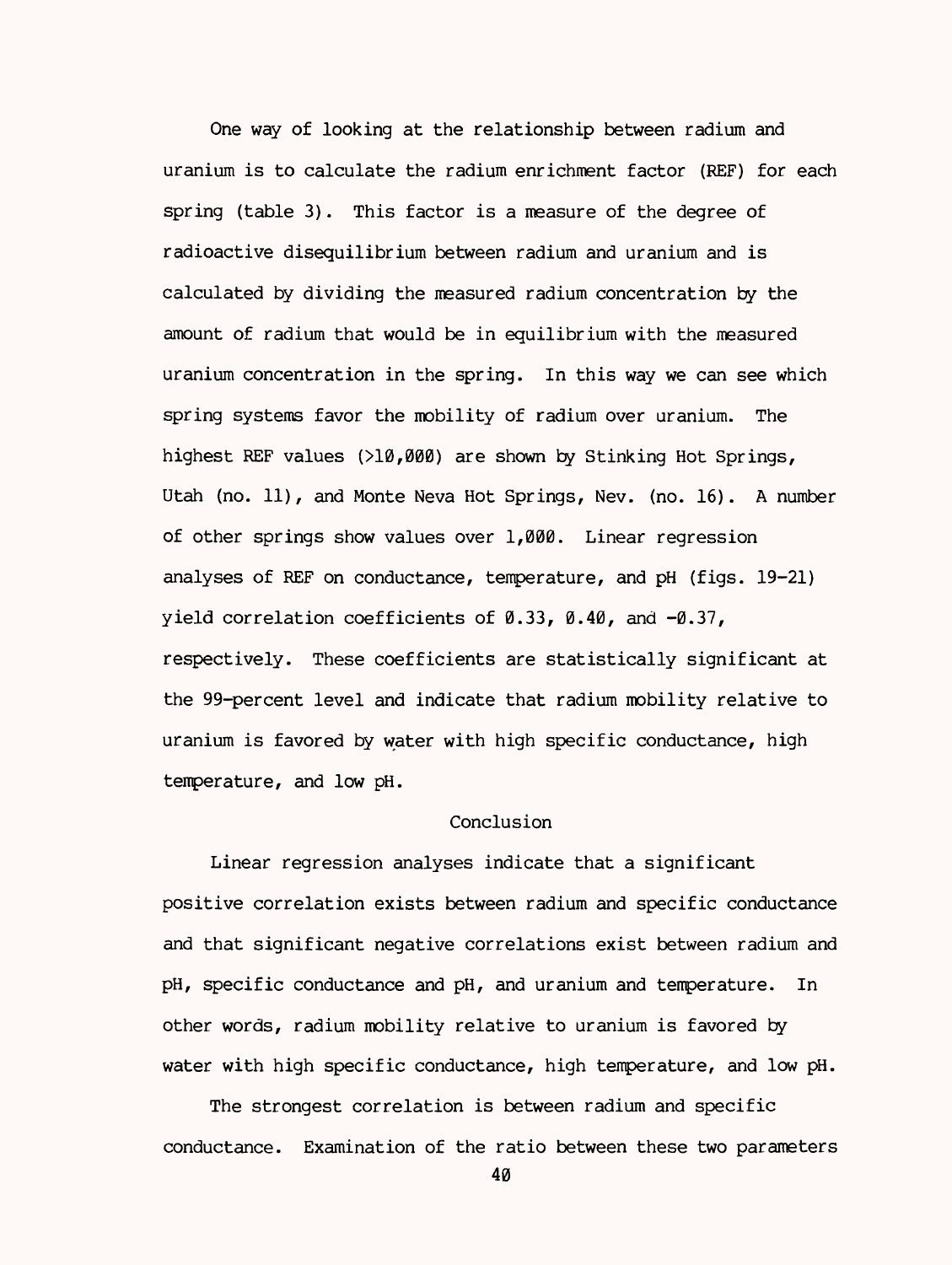One way of looking at the relationship between radium and uranium is to calculate the radium enrichment factor (REF) for each spring (table 3). This factor is a measure of the degree of radioactive disequilibrium between radium and uranium and is calculated by dividing the measured radium concentration by the amount of radium that would be in equilibrium with the measured uranium concentration in the spring. In this way we can see which spring systems favor the mobility of radium over uranium. The highest REF values (>10,000) are shown by Stinking Hot Springs, Utah (no. 11), and Monte Neva Hot Springs, Nev. (no. 16). A number of other springs show values over 1,000. Linear regression analyses of REF on conductance, temperature, and pH (figs. 19-21) yield correlation coefficients of 0.33, 0.40, and -0.37, respectively. These coefficients are statistically significant at the 99-percent level and indicate that radium mobility relative to uranium is favored by water with high specific conductance, high temperature, and low pH.

## Conclusion

Linear regression analyses indicate that a significant positive correlation exists between radium and specific conductance and that significant negative correlations exist between radium and pH, specific conductance and pH, and uranium and temperature. In other words, radium mobility relative to uranium is favored by water with high specific conductance, high temperature, and low pH.

The strongest correlation is between radium and specific conductance. Examination of the ratio between these two parameters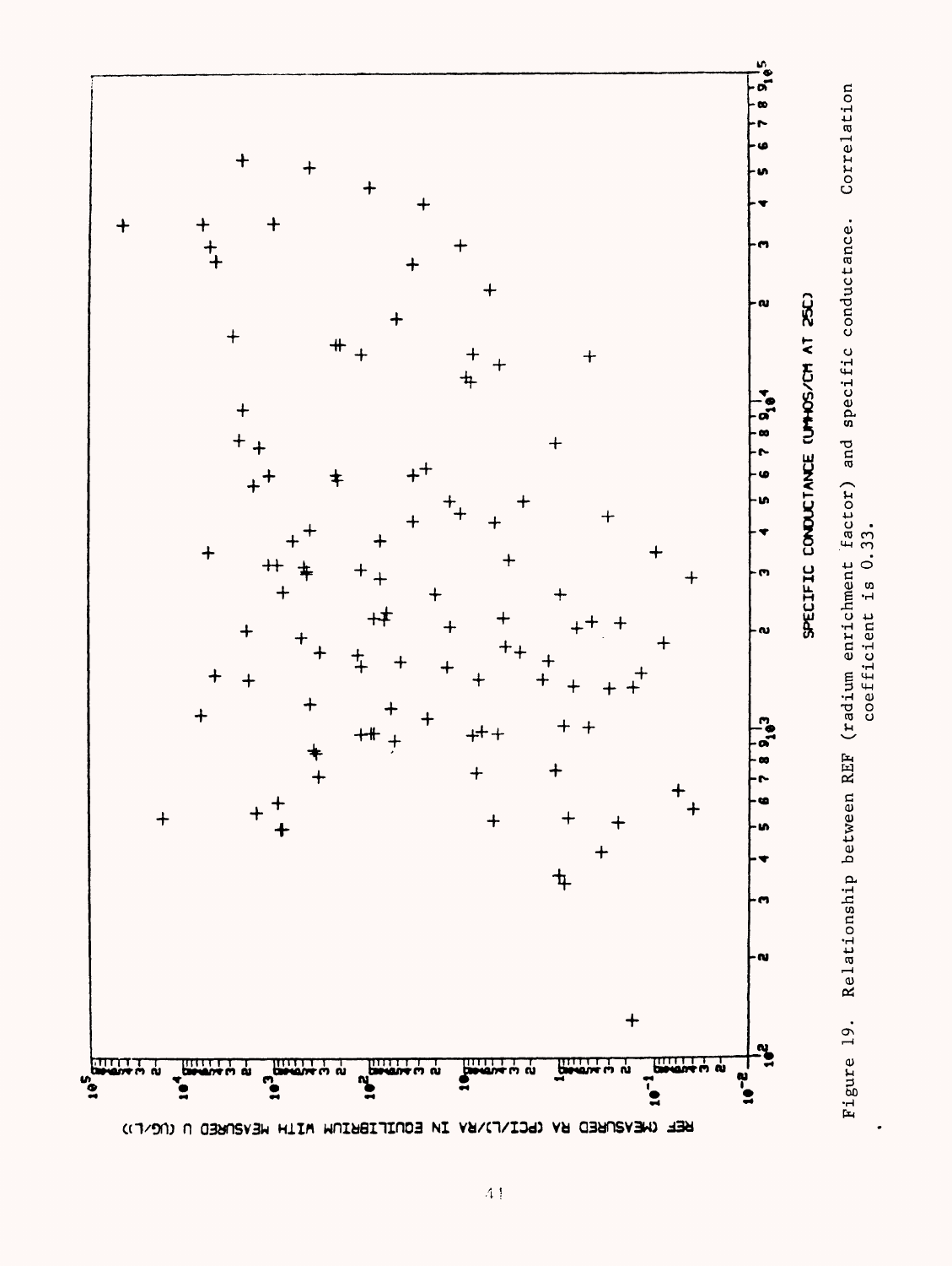Figure 19. Relationship between REF (radium enrichment factor) and specific conductance. Correlation coefficient is 0.33.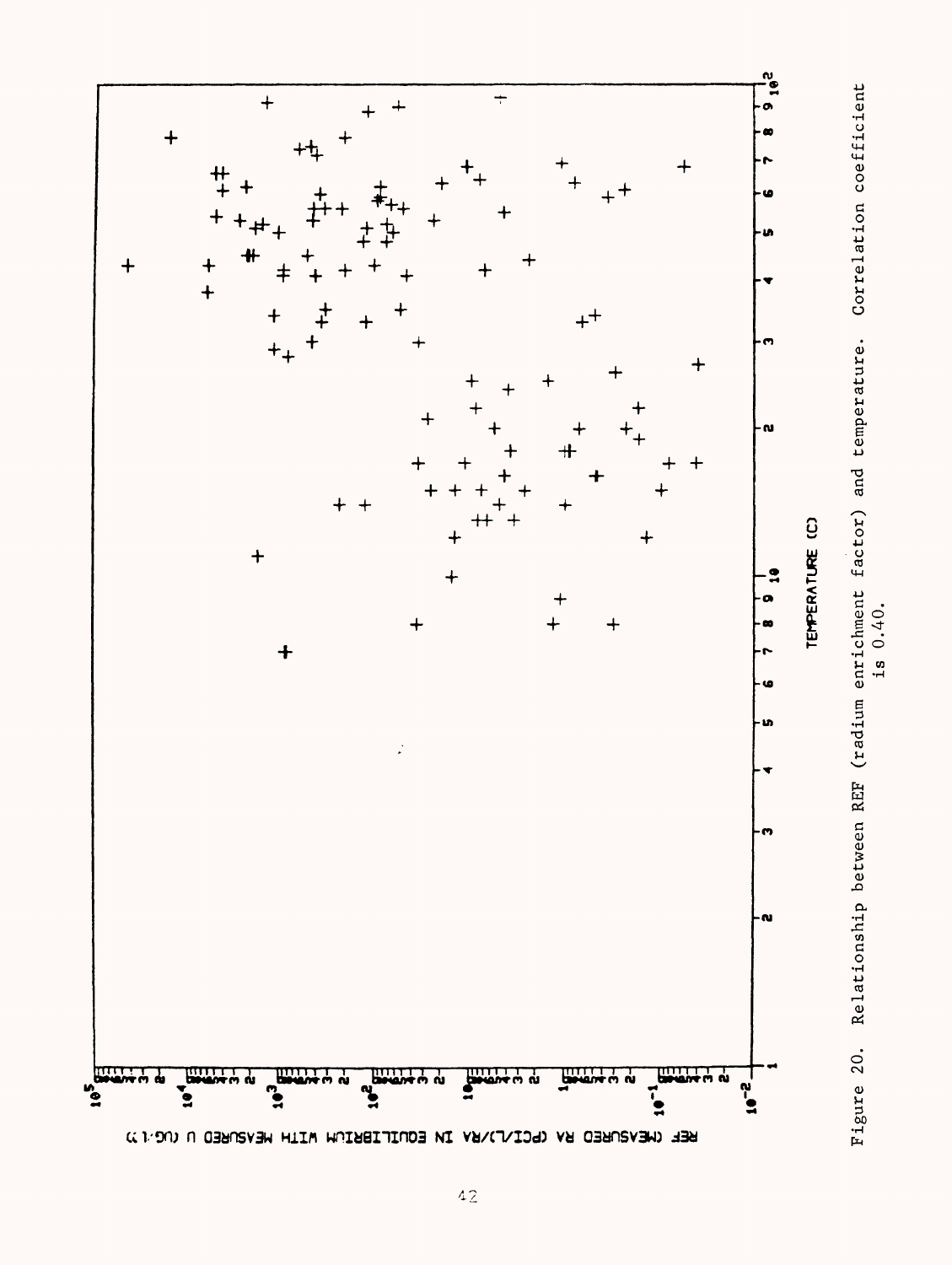Figure 20. Relationship between REF (radium enrichment factor) and temperature. Correlation coefficient is 0.40.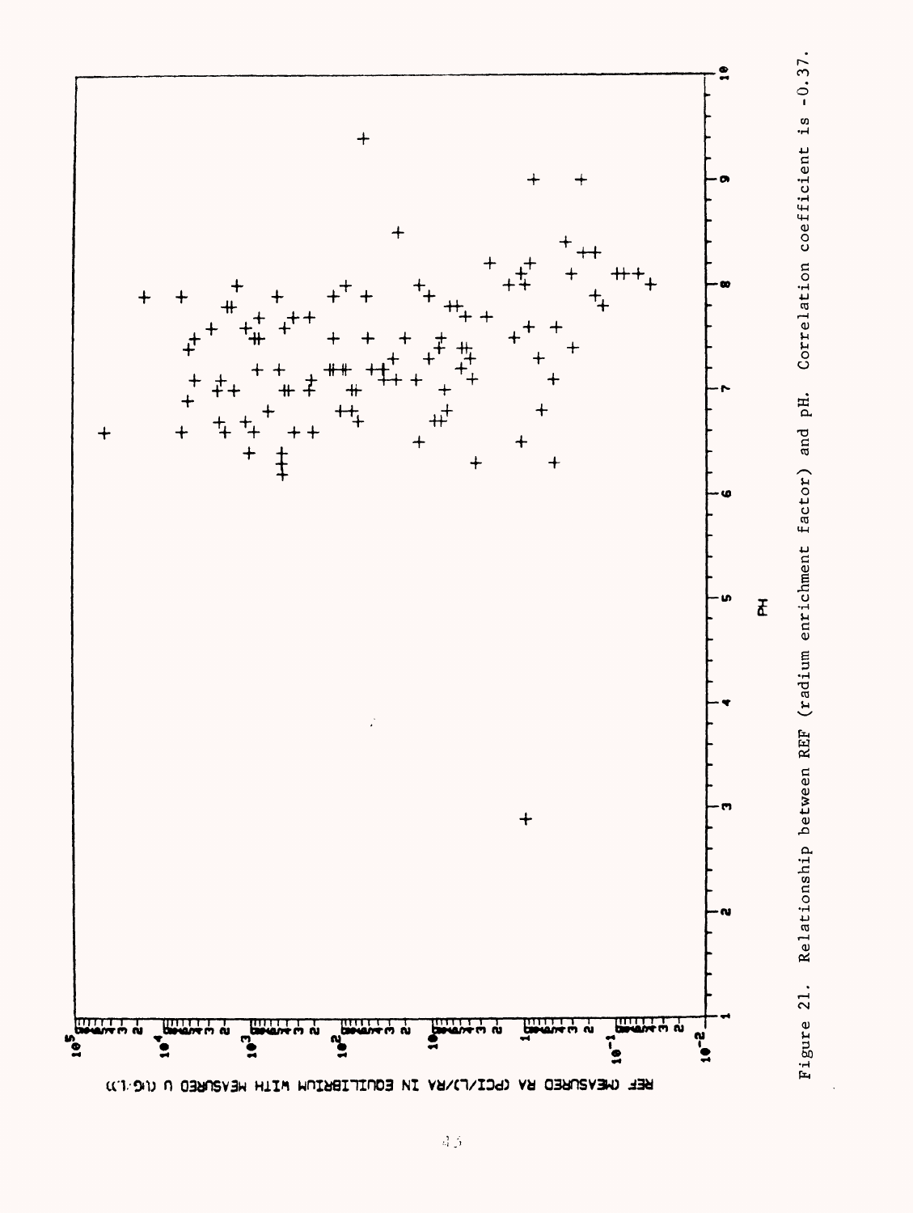Figure 21. Relationship between REF (radium enrichment factor) and pH. Correlation coefficient is -0.37.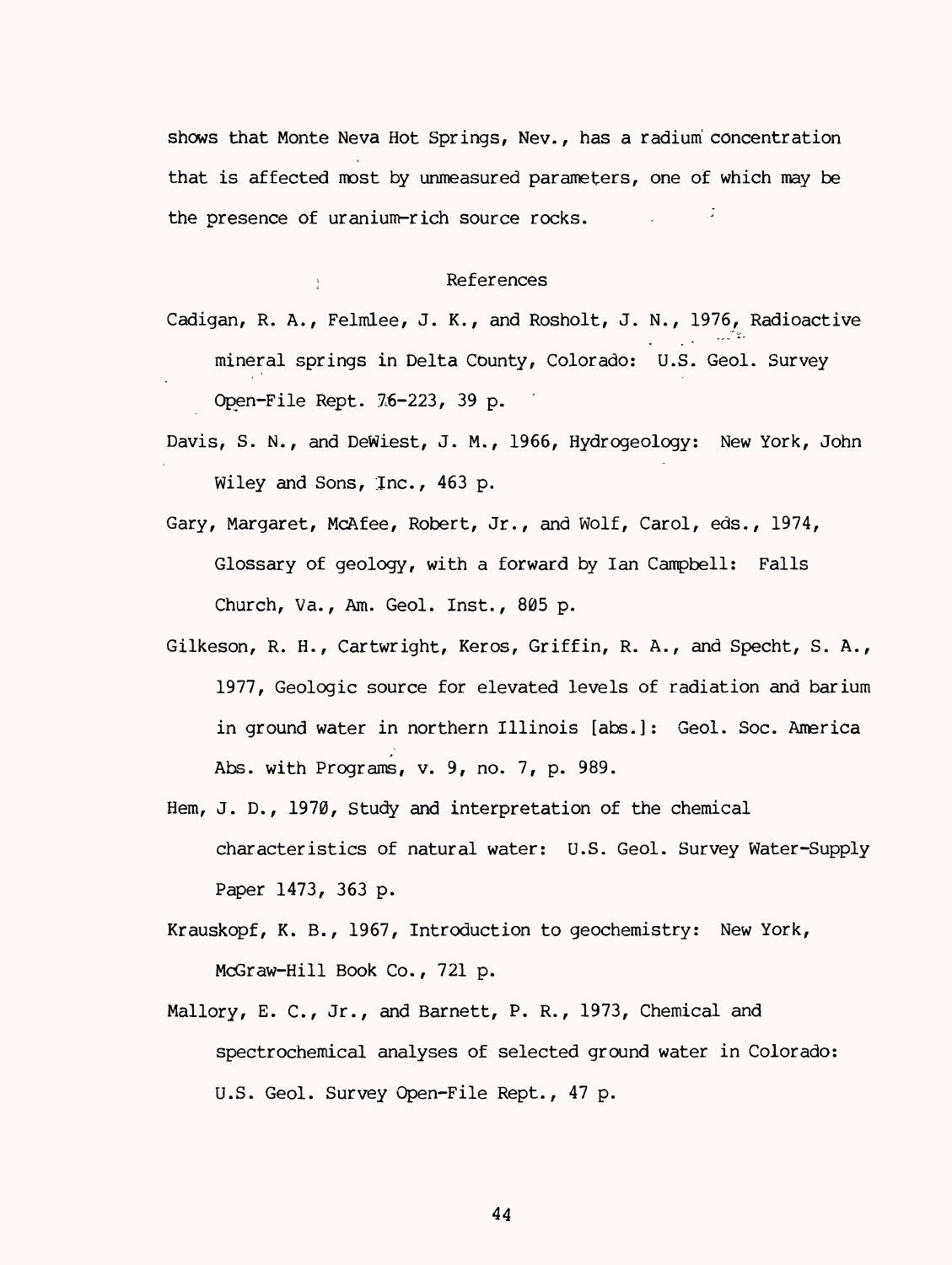shows that Monte Neva Hot Springs, Nev., has a radium concentration that is affected most by unmeasured parameters, one of which may be the presence of uranium-rich source rocks.

## References

Cadigan, R. A., Felmlee, J. K., and Rosholt, J. N., 1976, Radioactive mineral springs in Delta County, Colorado: U.S. Geol. Survey Open-File Rept. 76-223, 39 p.

Davis, S. N., and DeWiest, J. M., 1966, Hydrogeology: New York, John Wiley and Sons, Inc., 463 p.

Gary, Margaret, McAfee, Robert, Jr., and Wolf, Carol, eds., 1974, Glossary of geology, with a forward by Ian Campbell: Falls Church, Va., Am. Geol. Inst., 805 p.

Gilkeson, R. H., Cartwright, Keros, Griffin, R. A., and Specht, S. A., 1977, Geologic source for elevated levels of radiation and barium in ground water in northern Illinois [abs.]: Geol. Soc. America Abs. with Programs, v. 9, no. 7, p. 989.

Hem, J. D., 1970, Study and interpretation of the chemical characteristics of natural water: U.S. Geol. Survey Water-Supply Paper 1473, 363 p.

Krauskopf, K. B., 1967, Introduction to geochemistry: New York, McGraw-Hill Book Co., 721 p.

Mallory, E. C., Jr., and Barnett, P. R., 1973, Chemical and spectrochemical analyses of selected ground water in Colorado: U.S. Geol. Survey Open-File Rept., 47 p.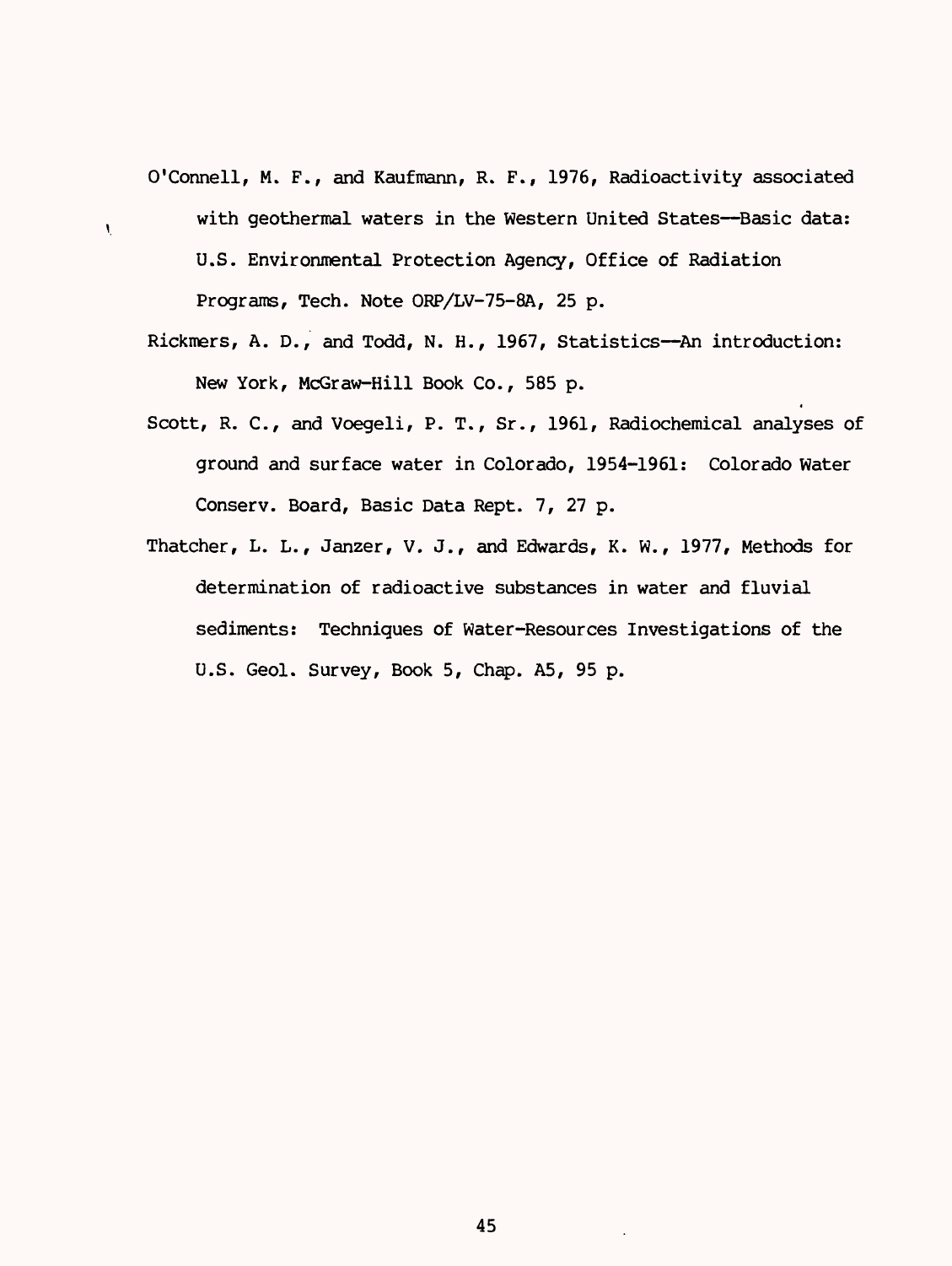O'Connell, M. F., and Kaufmann, R. F., 1976, Radioactivity associated with geothermal waters in the Western United States--Basic data: U.S. Environmental Protection Agency, Office of Radiation Programs, Tech. Note ORP/LV-75-8A, 25 p.

Rickmers, A. D., and Todd, N. H., 1967, Statistics--An introduction: New York, McGraw-Hill Book Co., 585 p.

Scott, R. C., and Voegeli, P. T., Sr., 1961, Radiochemical analyses of ground and surface water in Colorado, 1954-1961: Colorado Water Conserv. Board, Basic Data Rept. 7, 27 p.

Thatcher, L. L., Janzer, V. J., and Edwards, K. W., 1977, Methods for determination of radioactive substances in water and fluvial sediments: Techniques of Water-Resources Investigations of the U.S. Geol. Survey, Book 5, Chap. A5, 95 p.